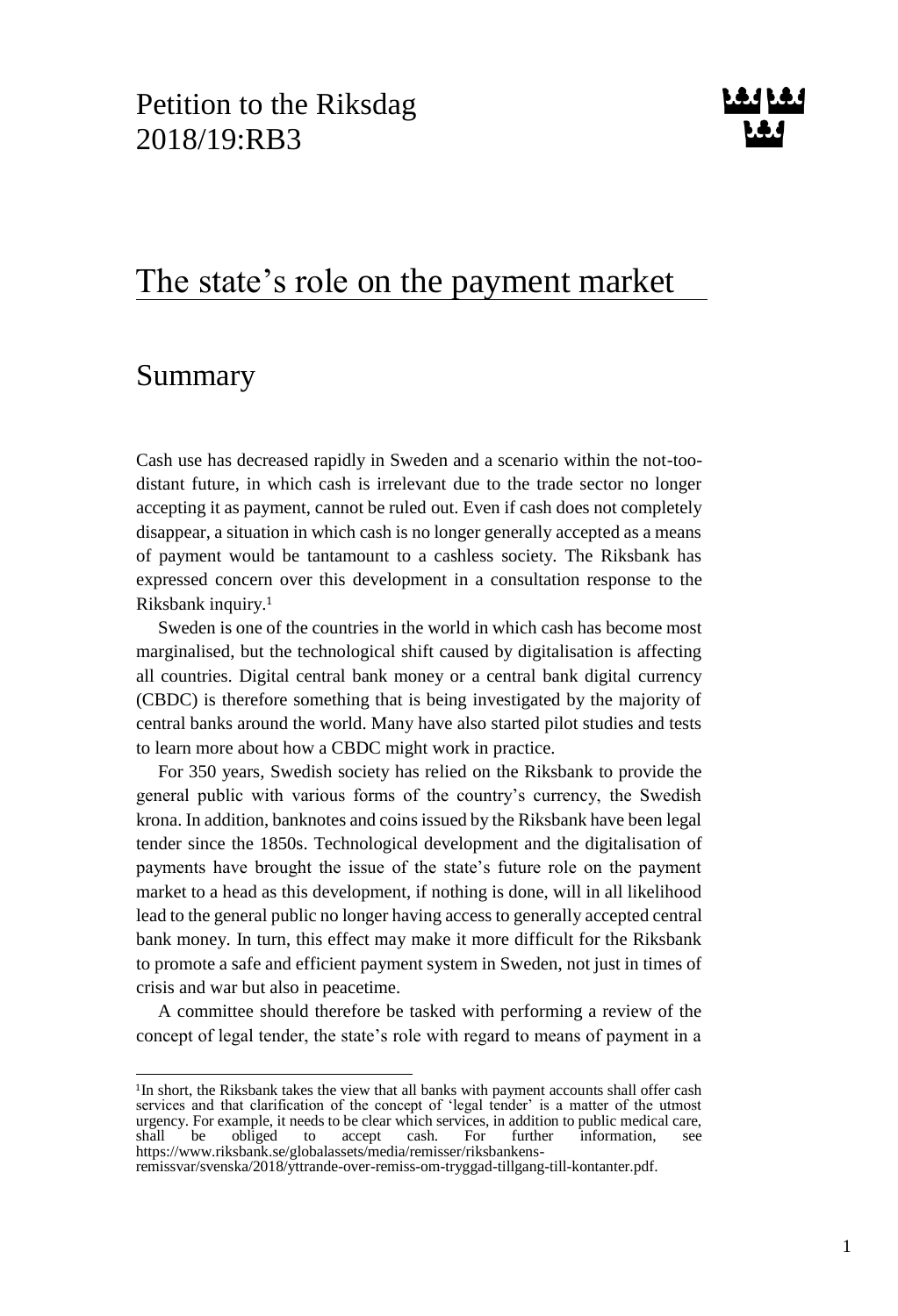Petition to the Riksdag
2018/19:RB3

# The state's role on the payment market

## Summary

Cash use has decreased rapidly in Sweden and a scenario within the not-too-distant future, in which cash is irrelevant due to the trade sector no longer accepting it as payment, cannot be ruled out. Even if cash does not completely disappear, a situation in which cash is no longer generally accepted as a means of payment would be tantamount to a cashless society. The Riksbank has expressed concern over this development in a consultation response to the Riksbank inquiry.[1]

Sweden is one of the countries in the world in which cash has become most marginalised, but the technological shift caused by digitalisation is affecting all countries. Digital central bank money or a central bank digital currency (CBDC) is therefore something that is being investigated by the majority of central banks around the world. Many have also started pilot studies and tests to learn more about how a CBDC might work in practice.

For 350 years, Swedish society has relied on the Riksbank to provide the general public with various forms of the country's currency, the Swedish krona. In addition, banknotes and coins issued by the Riksbank have been legal tender since the 1850s. Technological development and the digitalisation of payments have brought the issue of the state's future role on the payment market to a head as this development, if nothing is done, will in all likelihood lead to the general public no longer having access to generally accepted central bank money. In turn, this effect may make it more difficult for the Riksbank to promote a safe and efficient payment system in Sweden, not just in times of crisis and war but also in peacetime.

A committee should therefore be tasked with performing a review of the concept of legal tender, the state's role with regard to means of payment in a

[1] In short, the Riksbank takes the view that all banks with payment accounts shall offer cash services and that clarification of the concept of 'legal tender' is a matter of the utmost urgency. For example, it needs to be clear which services, in addition to public medical care, shall be obliged to accept cash. For further information, see https://www.riksbank.se/globalassets/media/remisser/riksbankens-remissvar/svenska/2018/yttrande-over-remiss-om-tryggad-tillgang-till-kontanter.pdf.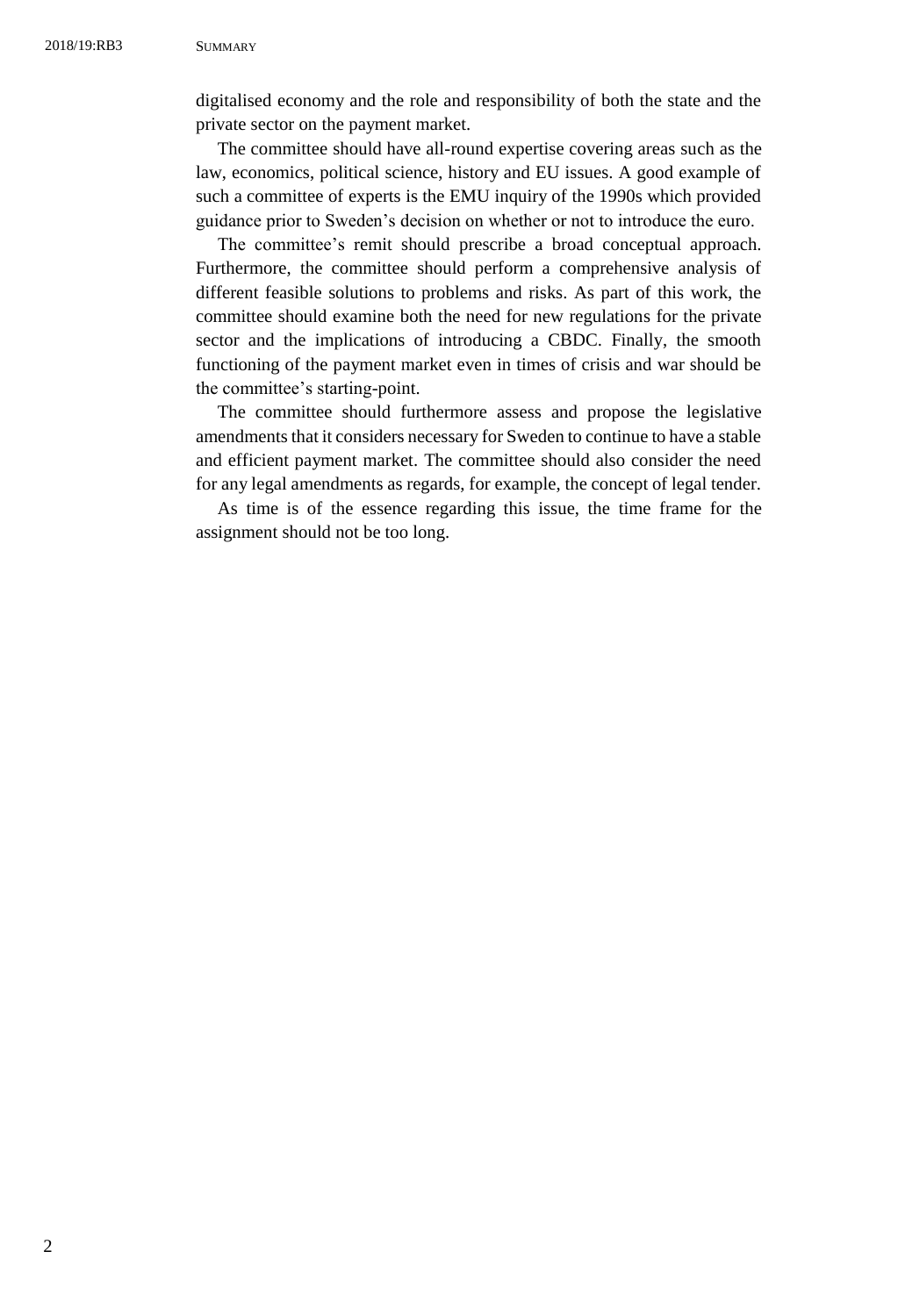digitalised economy and the role and responsibility of both the state and the private sector on the payment market.

The committee should have all-round expertise covering areas such as the law, economics, political science, history and EU issues. A good example of such a committee of experts is the EMU inquiry of the 1990s which provided guidance prior to Sweden's decision on whether or not to introduce the euro.

The committee's remit should prescribe a broad conceptual approach. Furthermore, the committee should perform a comprehensive analysis of different feasible solutions to problems and risks. As part of this work, the committee should examine both the need for new regulations for the private sector and the implications of introducing a CBDC. Finally, the smooth functioning of the payment market even in times of crisis and war should be the committee's starting-point.

The committee should furthermore assess and propose the legislative amendments that it considers necessary for Sweden to continue to have a stable and efficient payment market. The committee should also consider the need for any legal amendments as regards, for example, the concept of legal tender.

As time is of the essence regarding this issue, the time frame for the assignment should not be too long.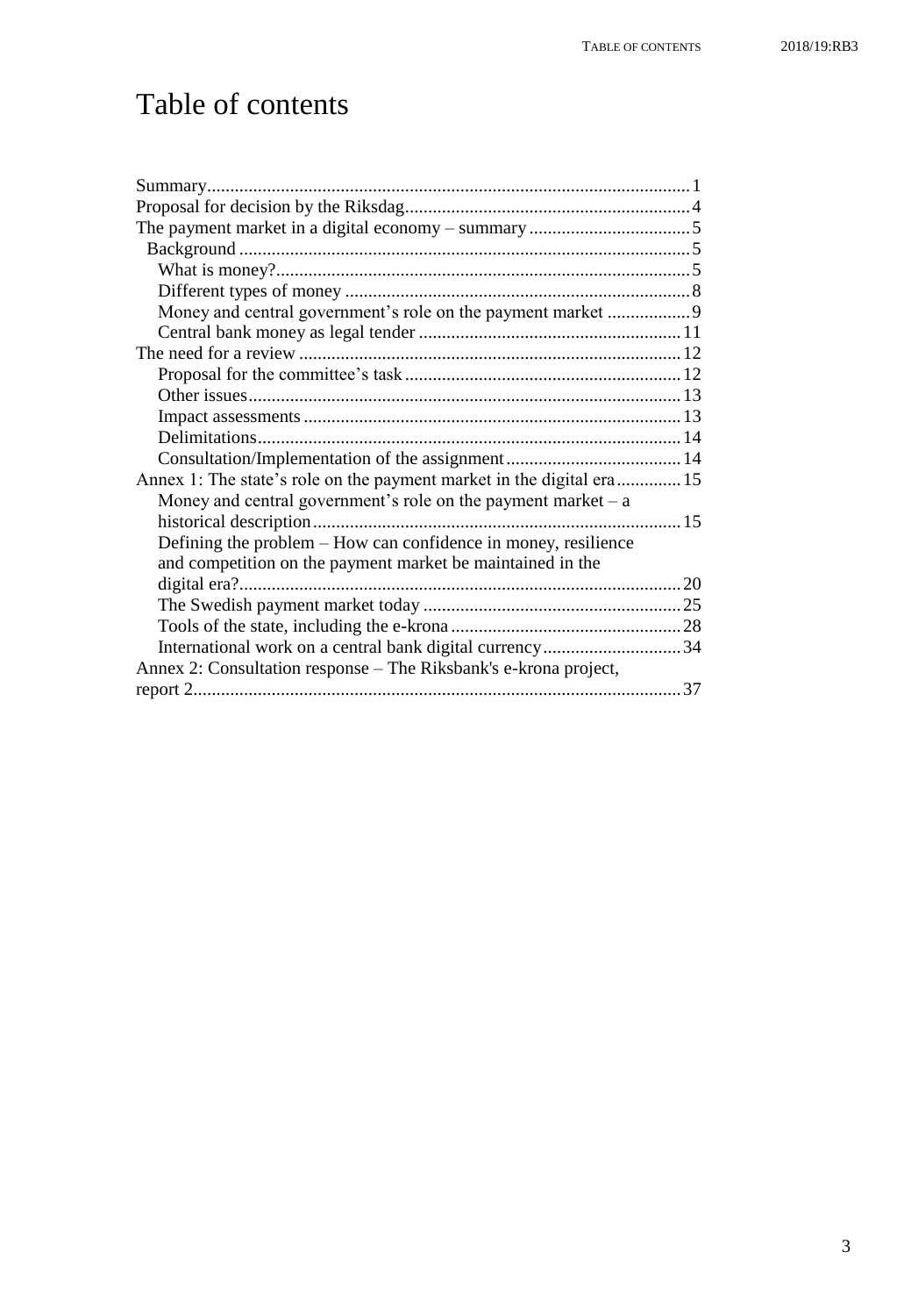# Table of contents

Summary ... 1
Proposal for decision by the Riksdag ... 4
The payment market in a digital economy – summary ... 5
  Background ... 5
    What is money? ... 5
    Different types of money ... 8
    Money and central government's role on the payment market ... 9
    Central bank money as legal tender ... 11
The need for a review ... 12
    Proposal for the committee's task ... 12
    Other issues ... 13
    Impact assessments ... 13
    Delimitations ... 14
    Consultation/Implementation of the assignment ... 14
Annex 1: The state's role on the payment market in the digital era ... 15
    Money and central government's role on the payment market – a historical description ... 15
    Defining the problem – How can confidence in money, resilience and competition on the payment market be maintained in the digital era? ... 20
    The Swedish payment market today ... 25
    Tools of the state, including the e-krona ... 28
    International work on a central bank digital currency ... 34
Annex 2: Consultation response – The Riksbank's e-krona project, report 2 ... 37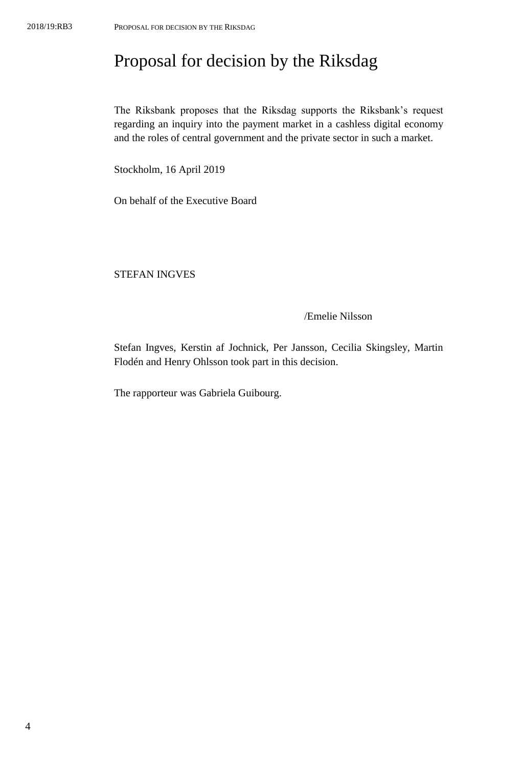# Proposal for decision by the Riksdag

The Riksbank proposes that the Riksdag supports the Riksbank's request regarding an inquiry into the payment market in a cashless digital economy and the roles of central government and the private sector in such a market.

Stockholm, 16 April 2019

On behalf of the Executive Board

STEFAN INGVES

/Emelie Nilsson

Stefan Ingves, Kerstin af Jochnick, Per Jansson, Cecilia Skingsley, Martin Flodén and Henry Ohlsson took part in this decision.

The rapporteur was Gabriela Guibourg.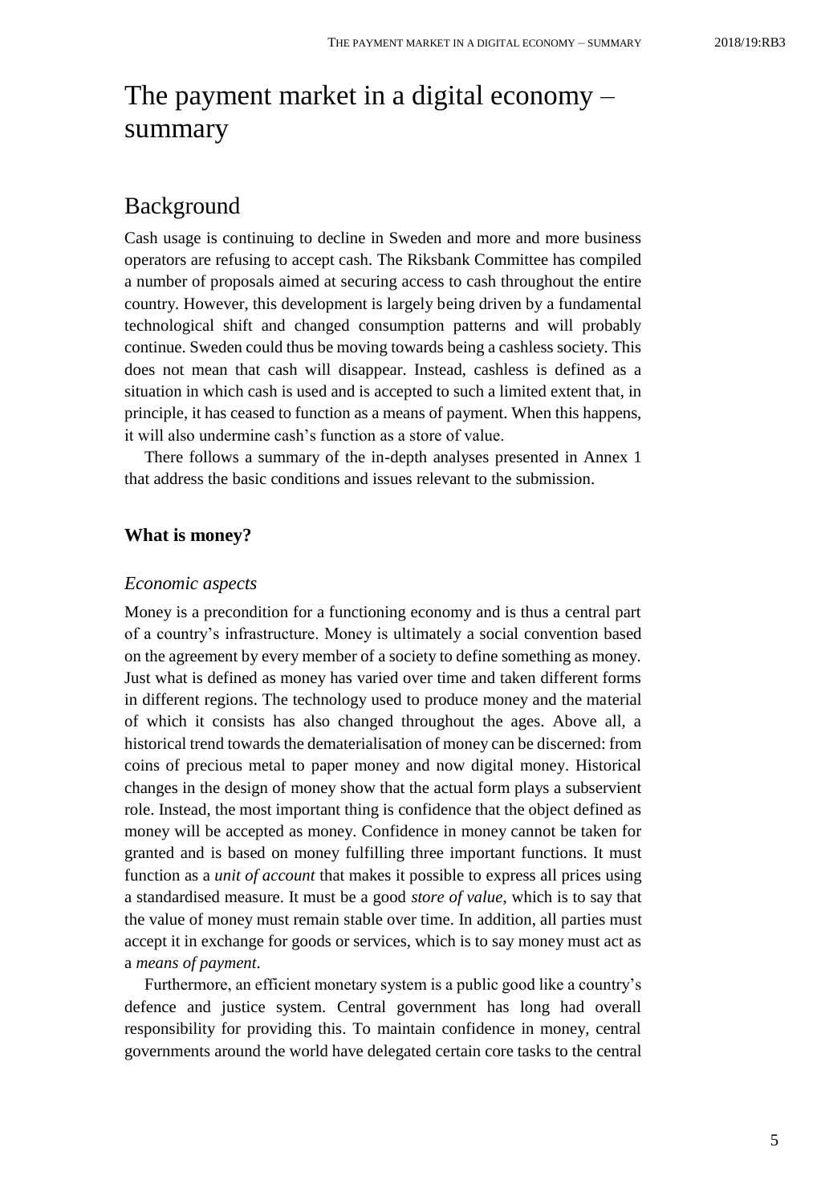# The payment market in a digital economy – summary

## Background

Cash usage is continuing to decline in Sweden and more and more business operators are refusing to accept cash. The Riksbank Committee has compiled a number of proposals aimed at securing access to cash throughout the entire country. However, this development is largely being driven by a fundamental technological shift and changed consumption patterns and will probably continue. Sweden could thus be moving towards being a cashless society. This does not mean that cash will disappear. Instead, cashless is defined as a situation in which cash is used and is accepted to such a limited extent that, in principle, it has ceased to function as a means of payment. When this happens, it will also undermine cash's function as a store of value.

There follows a summary of the in-depth analyses presented in Annex 1 that address the basic conditions and issues relevant to the submission.

### What is money?

#### *Economic aspects*

Money is a precondition for a functioning economy and is thus a central part of a country's infrastructure. Money is ultimately a social convention based on the agreement by every member of a society to define something as money. Just what is defined as money has varied over time and taken different forms in different regions. The technology used to produce money and the material of which it consists has also changed throughout the ages. Above all, a historical trend towards the dematerialisation of money can be discerned: from coins of precious metal to paper money and now digital money. Historical changes in the design of money show that the actual form plays a subservient role. Instead, the most important thing is confidence that the object defined as money will be accepted as money. Confidence in money cannot be taken for granted and is based on money fulfilling three important functions. It must function as a *unit of account* that makes it possible to express all prices using a standardised measure. It must be a good *store of value*, which is to say that the value of money must remain stable over time. In addition, all parties must accept it in exchange for goods or services, which is to say money must act as a *means of payment*.

Furthermore, an efficient monetary system is a public good like a country's defence and justice system. Central government has long had overall responsibility for providing this. To maintain confidence in money, central governments around the world have delegated certain core tasks to the central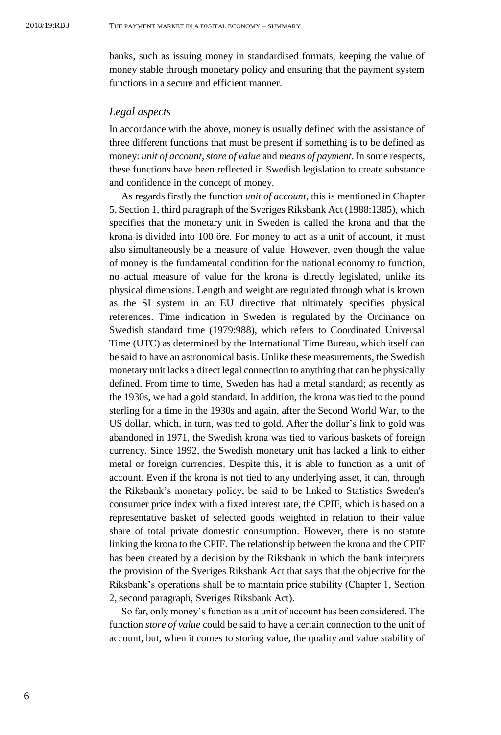banks, such as issuing money in standardised formats, keeping the value of money stable through monetary policy and ensuring that the payment system functions in a secure and efficient manner.

### *Legal aspects*

In accordance with the above, money is usually defined with the assistance of three different functions that must be present if something is to be defined as money: *unit of account*, *store of value* and *means of payment*. In some respects, these functions have been reflected in Swedish legislation to create substance and confidence in the concept of money.

As regards firstly the function *unit of account*, this is mentioned in Chapter 5, Section 1, third paragraph of the Sveriges Riksbank Act (1988:1385), which specifies that the monetary unit in Sweden is called the krona and that the krona is divided into 100 öre. For money to act as a unit of account, it must also simultaneously be a measure of value. However, even though the value of money is the fundamental condition for the national economy to function, no actual measure of value for the krona is directly legislated, unlike its physical dimensions. Length and weight are regulated through what is known as the SI system in an EU directive that ultimately specifies physical references. Time indication in Sweden is regulated by the Ordinance on Swedish standard time (1979:988), which refers to Coordinated Universal Time (UTC) as determined by the International Time Bureau, which itself can be said to have an astronomical basis. Unlike these measurements, the Swedish monetary unit lacks a direct legal connection to anything that can be physically defined. From time to time, Sweden has had a metal standard; as recently as the 1930s, we had a gold standard. In addition, the krona was tied to the pound sterling for a time in the 1930s and again, after the Second World War, to the US dollar, which, in turn, was tied to gold. After the dollar's link to gold was abandoned in 1971, the Swedish krona was tied to various baskets of foreign currency. Since 1992, the Swedish monetary unit has lacked a link to either metal or foreign currencies. Despite this, it is able to function as a unit of account. Even if the krona is not tied to any underlying asset, it can, through the Riksbank's monetary policy, be said to be linked to Statistics Sweden's consumer price index with a fixed interest rate, the CPIF, which is based on a representative basket of selected goods weighted in relation to their value share of total private domestic consumption. However, there is no statute linking the krona to the CPIF. The relationship between the krona and the CPIF has been created by a decision by the Riksbank in which the bank interprets the provision of the Sveriges Riksbank Act that says that the objective for the Riksbank's operations shall be to maintain price stability (Chapter 1, Section 2, second paragraph, Sveriges Riksbank Act).

So far, only money's function as a unit of account has been considered. The function *store of value* could be said to have a certain connection to the unit of account, but, when it comes to storing value, the quality and value stability of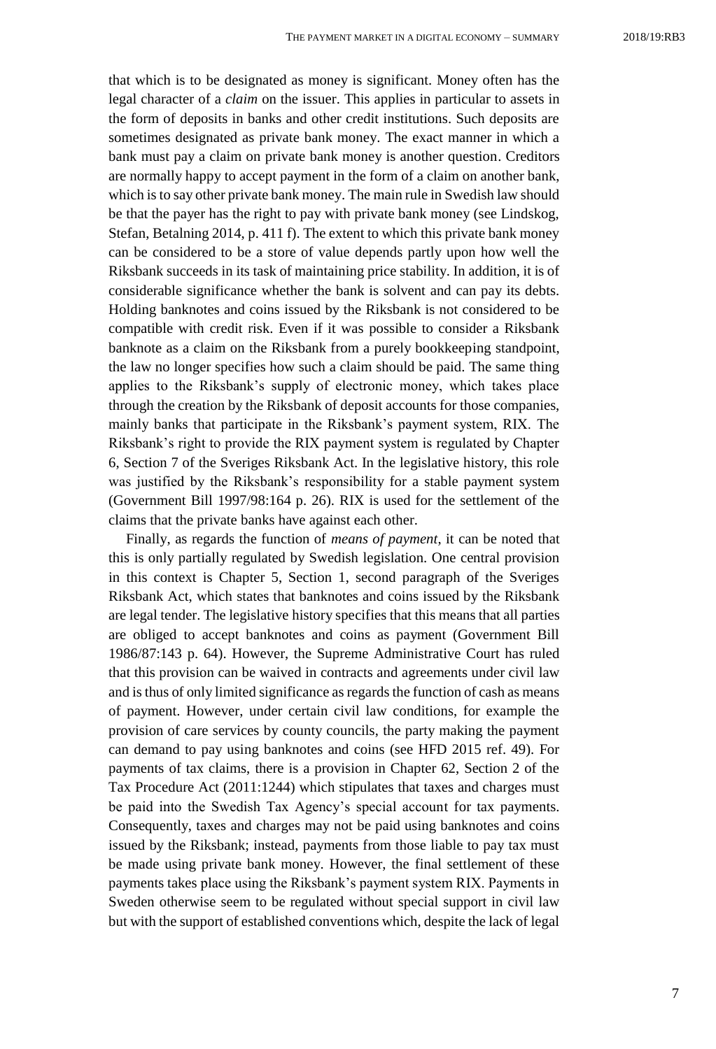that which is to be designated as money is significant. Money often has the legal character of a *claim* on the issuer. This applies in particular to assets in the form of deposits in banks and other credit institutions. Such deposits are sometimes designated as private bank money. The exact manner in which a bank must pay a claim on private bank money is another question. Creditors are normally happy to accept payment in the form of a claim on another bank, which is to say other private bank money. The main rule in Swedish law should be that the payer has the right to pay with private bank money (see Lindskog, Stefan, Betalning 2014, p. 411 f). The extent to which this private bank money can be considered to be a store of value depends partly upon how well the Riksbank succeeds in its task of maintaining price stability. In addition, it is of considerable significance whether the bank is solvent and can pay its debts. Holding banknotes and coins issued by the Riksbank is not considered to be compatible with credit risk. Even if it was possible to consider a Riksbank banknote as a claim on the Riksbank from a purely bookkeeping standpoint, the law no longer specifies how such a claim should be paid. The same thing applies to the Riksbank's supply of electronic money, which takes place through the creation by the Riksbank of deposit accounts for those companies, mainly banks that participate in the Riksbank's payment system, RIX. The Riksbank's right to provide the RIX payment system is regulated by Chapter 6, Section 7 of the Sveriges Riksbank Act. In the legislative history, this role was justified by the Riksbank's responsibility for a stable payment system (Government Bill 1997/98:164 p. 26). RIX is used for the settlement of the claims that the private banks have against each other.

Finally, as regards the function of *means of payment*, it can be noted that this is only partially regulated by Swedish legislation. One central provision in this context is Chapter 5, Section 1, second paragraph of the Sveriges Riksbank Act, which states that banknotes and coins issued by the Riksbank are legal tender. The legislative history specifies that this means that all parties are obliged to accept banknotes and coins as payment (Government Bill 1986/87:143 p. 64). However, the Supreme Administrative Court has ruled that this provision can be waived in contracts and agreements under civil law and is thus of only limited significance as regards the function of cash as means of payment. However, under certain civil law conditions, for example the provision of care services by county councils, the party making the payment can demand to pay using banknotes and coins (see HFD 2015 ref. 49). For payments of tax claims, there is a provision in Chapter 62, Section 2 of the Tax Procedure Act (2011:1244) which stipulates that taxes and charges must be paid into the Swedish Tax Agency's special account for tax payments. Consequently, taxes and charges may not be paid using banknotes and coins issued by the Riksbank; instead, payments from those liable to pay tax must be made using private bank money. However, the final settlement of these payments takes place using the Riksbank's payment system RIX. Payments in Sweden otherwise seem to be regulated without special support in civil law but with the support of established conventions which, despite the lack of legal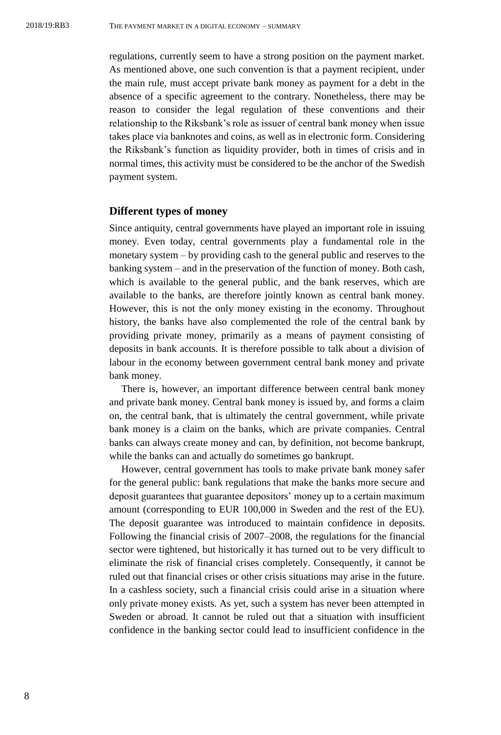regulations, currently seem to have a strong position on the payment market. As mentioned above, one such convention is that a payment recipient, under the main rule, must accept private bank money as payment for a debt in the absence of a specific agreement to the contrary. Nonetheless, there may be reason to consider the legal regulation of these conventions and their relationship to the Riksbank's role as issuer of central bank money when issue takes place via banknotes and coins, as well as in electronic form. Considering the Riksbank's function as liquidity provider, both in times of crisis and in normal times, this activity must be considered to be the anchor of the Swedish payment system.

## Different types of money

Since antiquity, central governments have played an important role in issuing money. Even today, central governments play a fundamental role in the monetary system – by providing cash to the general public and reserves to the banking system – and in the preservation of the function of money. Both cash, which is available to the general public, and the bank reserves, which are available to the banks, are therefore jointly known as central bank money. However, this is not the only money existing in the economy. Throughout history, the banks have also complemented the role of the central bank by providing private money, primarily as a means of payment consisting of deposits in bank accounts. It is therefore possible to talk about a division of labour in the economy between government central bank money and private bank money.

There is, however, an important difference between central bank money and private bank money. Central bank money is issued by, and forms a claim on, the central bank, that is ultimately the central government, while private bank money is a claim on the banks, which are private companies. Central banks can always create money and can, by definition, not become bankrupt, while the banks can and actually do sometimes go bankrupt.

However, central government has tools to make private bank money safer for the general public: bank regulations that make the banks more secure and deposit guarantees that guarantee depositors' money up to a certain maximum amount (corresponding to EUR 100,000 in Sweden and the rest of the EU). The deposit guarantee was introduced to maintain confidence in deposits. Following the financial crisis of 2007–2008, the regulations for the financial sector were tightened, but historically it has turned out to be very difficult to eliminate the risk of financial crises completely. Consequently, it cannot be ruled out that financial crises or other crisis situations may arise in the future. In a cashless society, such a financial crisis could arise in a situation where only private money exists. As yet, such a system has never been attempted in Sweden or abroad. It cannot be ruled out that a situation with insufficient confidence in the banking sector could lead to insufficient confidence in the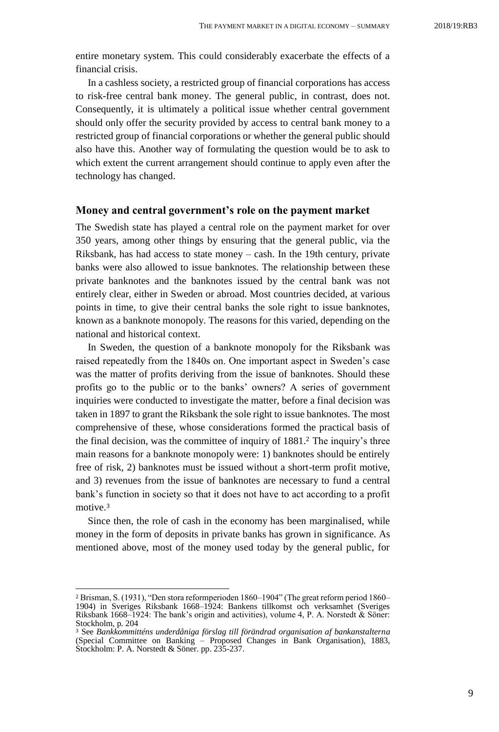entire monetary system. This could considerably exacerbate the effects of a financial crisis.

In a cashless society, a restricted group of financial corporations has access to risk-free central bank money. The general public, in contrast, does not. Consequently, it is ultimately a political issue whether central government should only offer the security provided by access to central bank money to a restricted group of financial corporations or whether the general public should also have this. Another way of formulating the question would be to ask to which extent the current arrangement should continue to apply even after the technology has changed.

## Money and central government's role on the payment market

The Swedish state has played a central role on the payment market for over 350 years, among other things by ensuring that the general public, via the Riksbank, has had access to state money – cash. In the 19th century, private banks were also allowed to issue banknotes. The relationship between these private banknotes and the banknotes issued by the central bank was not entirely clear, either in Sweden or abroad. Most countries decided, at various points in time, to give their central banks the sole right to issue banknotes, known as a banknote monopoly. The reasons for this varied, depending on the national and historical context.

In Sweden, the question of a banknote monopoly for the Riksbank was raised repeatedly from the 1840s on. One important aspect in Sweden's case was the matter of profits deriving from the issue of banknotes. Should these profits go to the public or to the banks' owners? A series of government inquiries were conducted to investigate the matter, before a final decision was taken in 1897 to grant the Riksbank the sole right to issue banknotes. The most comprehensive of these, whose considerations formed the practical basis of the final decision, was the committee of inquiry of 1881.[2] The inquiry's three main reasons for a banknote monopoly were: 1) banknotes should be entirely free of risk, 2) banknotes must be issued without a short-term profit motive, and 3) revenues from the issue of banknotes are necessary to fund a central bank's function in society so that it does not have to act according to a profit motive.[3]

Since then, the role of cash in the economy has been marginalised, while money in the form of deposits in private banks has grown in significance. As mentioned above, most of the money used today by the general public, for

---

[2] Brisman, S. (1931), "Den stora reformperioden 1860–1904" (The great reform period 1860–1904) in Sveriges Riksbank 1668–1924: Bankens tillkomst och verksamhet (Sveriges Riksbank 1668–1924: The bank's origin and activities), volume 4, P. A. Norstedt & Söner: Stockholm, p. 204

[3] See *Bankkommitténs underdåniga förslag till förändrad organisation af bankanstalterna* (Special Committee on Banking – Proposed Changes in Bank Organisation), 1883, Stockholm: P. A. Norstedt & Söner. pp. 235-237.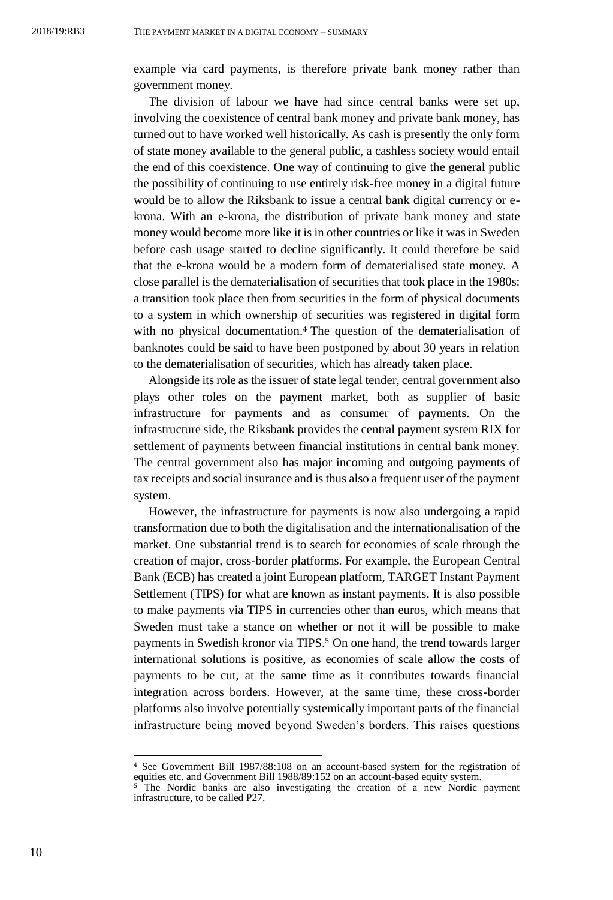example via card payments, is therefore private bank money rather than government money.

The division of labour we have had since central banks were set up, involving the coexistence of central bank money and private bank money, has turned out to have worked well historically. As cash is presently the only form of state money available to the general public, a cashless society would entail the end of this coexistence. One way of continuing to give the general public the possibility of continuing to use entirely risk-free money in a digital future would be to allow the Riksbank to issue a central bank digital currency or e-krona. With an e-krona, the distribution of private bank money and state money would become more like it is in other countries or like it was in Sweden before cash usage started to decline significantly. It could therefore be said that the e-krona would be a modern form of dematerialised state money. A close parallel is the dematerialisation of securities that took place in the 1980s: a transition took place then from securities in the form of physical documents to a system in which ownership of securities was registered in digital form with no physical documentation.[4] The question of the dematerialisation of banknotes could be said to have been postponed by about 30 years in relation to the dematerialisation of securities, which has already taken place.

Alongside its role as the issuer of state legal tender, central government also plays other roles on the payment market, both as supplier of basic infrastructure for payments and as consumer of payments. On the infrastructure side, the Riksbank provides the central payment system RIX for settlement of payments between financial institutions in central bank money. The central government also has major incoming and outgoing payments of tax receipts and social insurance and is thus also a frequent user of the payment system.

However, the infrastructure for payments is now also undergoing a rapid transformation due to both the digitalisation and the internationalisation of the market. One substantial trend is to search for economies of scale through the creation of major, cross-border platforms. For example, the European Central Bank (ECB) has created a joint European platform, TARGET Instant Payment Settlement (TIPS) for what are known as instant payments. It is also possible to make payments via TIPS in currencies other than euros, which means that Sweden must take a stance on whether or not it will be possible to make payments in Swedish kronor via TIPS.[5] On one hand, the trend towards larger international solutions is positive, as economies of scale allow the costs of payments to be cut, at the same time as it contributes towards financial integration across borders. However, at the same time, these cross-border platforms also involve potentially systemically important parts of the financial infrastructure being moved beyond Sweden's borders. This raises questions

---

[4] See Government Bill 1987/88:108 on an account-based system for the registration of equities etc. and Government Bill 1988/89:152 on an account-based equity system.

[5] The Nordic banks are also investigating the creation of a new Nordic payment infrastructure, to be called P27.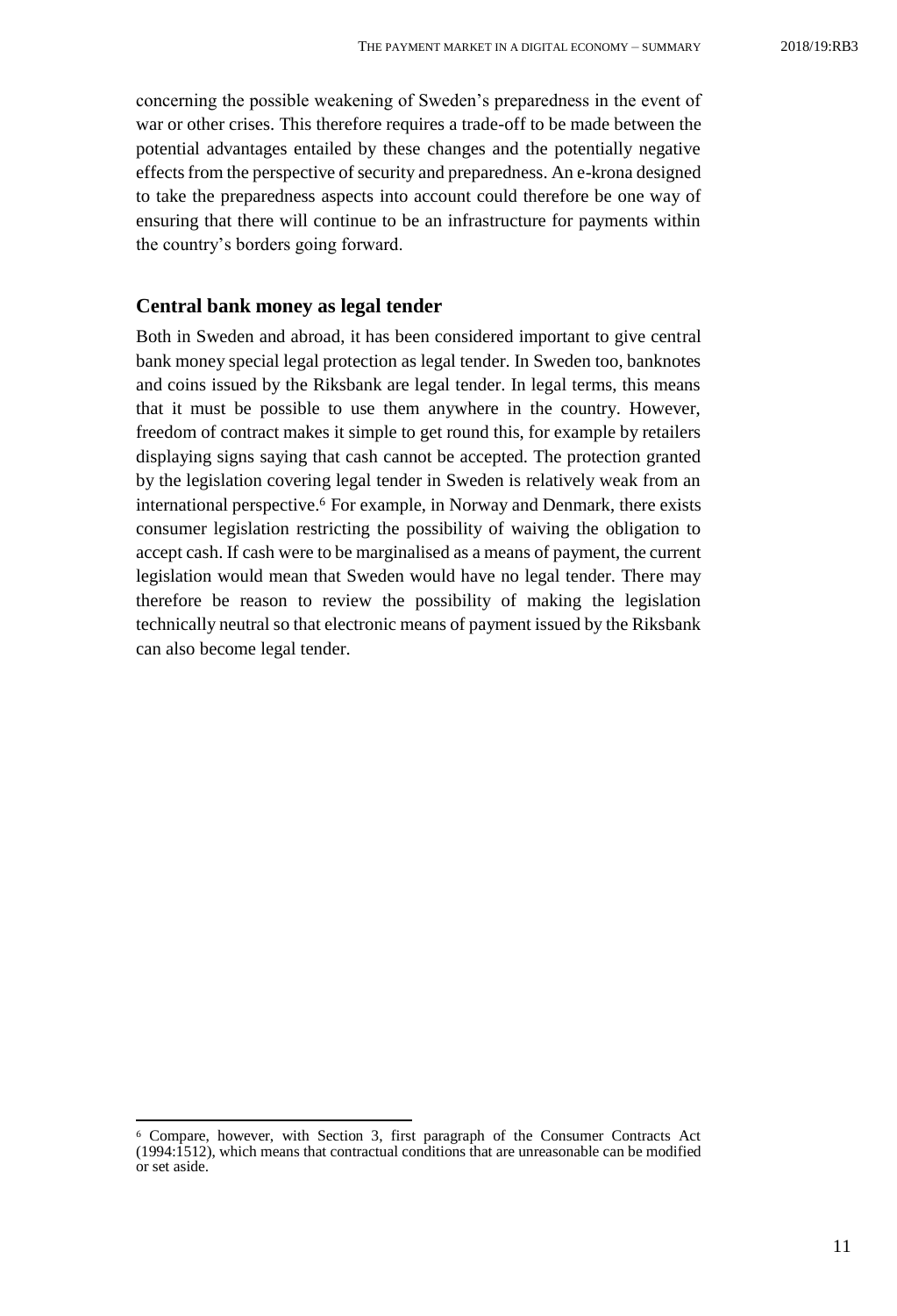concerning the possible weakening of Sweden's preparedness in the event of war or other crises. This therefore requires a trade-off to be made between the potential advantages entailed by these changes and the potentially negative effects from the perspective of security and preparedness. An e-krona designed to take the preparedness aspects into account could therefore be one way of ensuring that there will continue to be an infrastructure for payments within the country's borders going forward.

## Central bank money as legal tender

Both in Sweden and abroad, it has been considered important to give central bank money special legal protection as legal tender. In Sweden too, banknotes and coins issued by the Riksbank are legal tender. In legal terms, this means that it must be possible to use them anywhere in the country. However, freedom of contract makes it simple to get round this, for example by retailers displaying signs saying that cash cannot be accepted. The protection granted by the legislation covering legal tender in Sweden is relatively weak from an international perspective.[6] For example, in Norway and Denmark, there exists consumer legislation restricting the possibility of waiving the obligation to accept cash. If cash were to be marginalised as a means of payment, the current legislation would mean that Sweden would have no legal tender. There may therefore be reason to review the possibility of making the legislation technically neutral so that electronic means of payment issued by the Riksbank can also become legal tender.

[6] Compare, however, with Section 3, first paragraph of the Consumer Contracts Act (1994:1512), which means that contractual conditions that are unreasonable can be modified or set aside.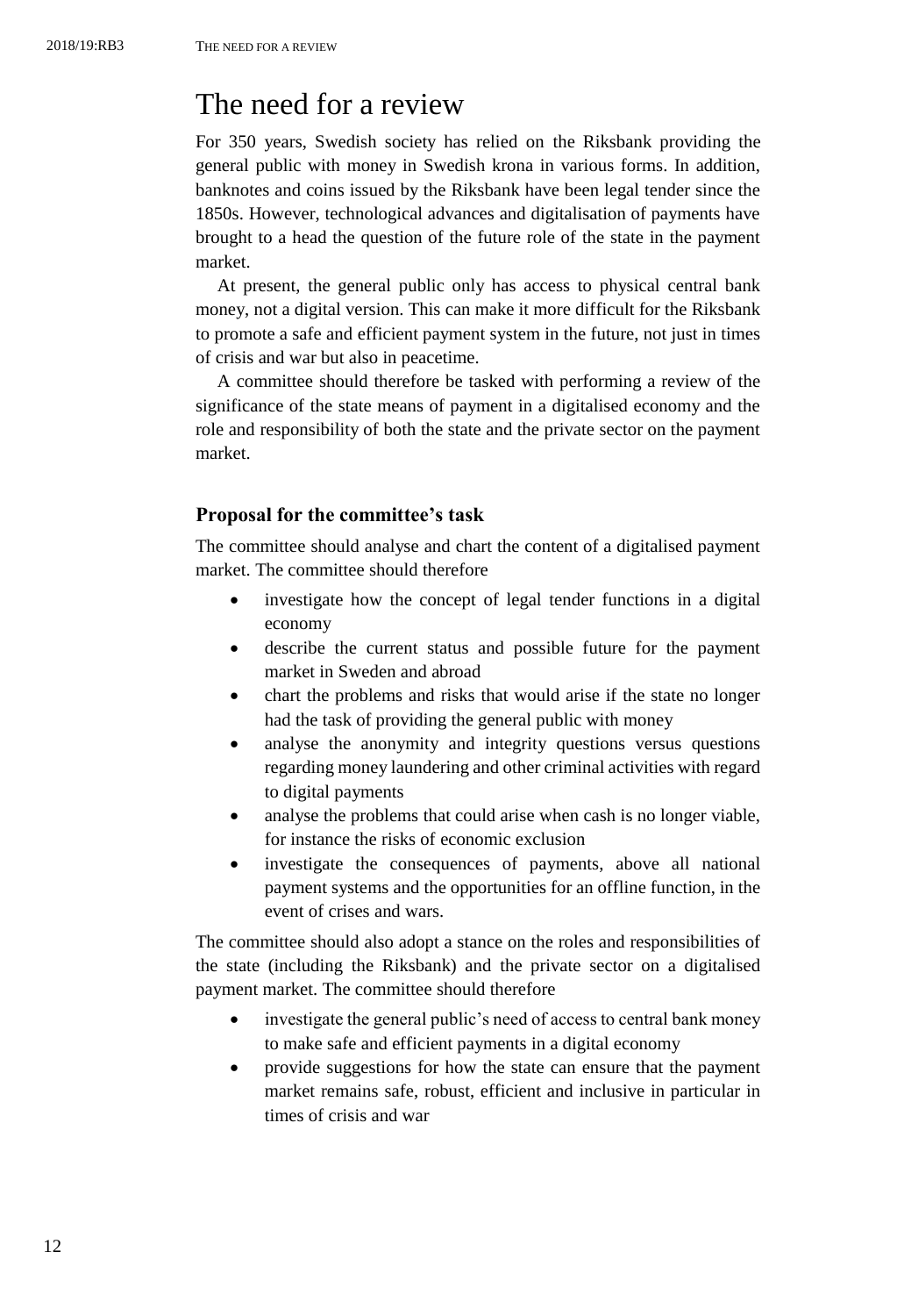# The need for a review

For 350 years, Swedish society has relied on the Riksbank providing the general public with money in Swedish krona in various forms. In addition, banknotes and coins issued by the Riksbank have been legal tender since the 1850s. However, technological advances and digitalisation of payments have brought to a head the question of the future role of the state in the payment market.

At present, the general public only has access to physical central bank money, not a digital version. This can make it more difficult for the Riksbank to promote a safe and efficient payment system in the future, not just in times of crisis and war but also in peacetime.

A committee should therefore be tasked with performing a review of the significance of the state means of payment in a digitalised economy and the role and responsibility of both the state and the private sector on the payment market.

### Proposal for the committee's task

The committee should analyse and chart the content of a digitalised payment market. The committee should therefore

- investigate how the concept of legal tender functions in a digital economy
- describe the current status and possible future for the payment market in Sweden and abroad
- chart the problems and risks that would arise if the state no longer had the task of providing the general public with money
- analyse the anonymity and integrity questions versus questions regarding money laundering and other criminal activities with regard to digital payments
- analyse the problems that could arise when cash is no longer viable, for instance the risks of economic exclusion
- investigate the consequences of payments, above all national payment systems and the opportunities for an offline function, in the event of crises and wars.

The committee should also adopt a stance on the roles and responsibilities of the state (including the Riksbank) and the private sector on a digitalised payment market. The committee should therefore

- investigate the general public's need of access to central bank money to make safe and efficient payments in a digital economy
- provide suggestions for how the state can ensure that the payment market remains safe, robust, efficient and inclusive in particular in times of crisis and war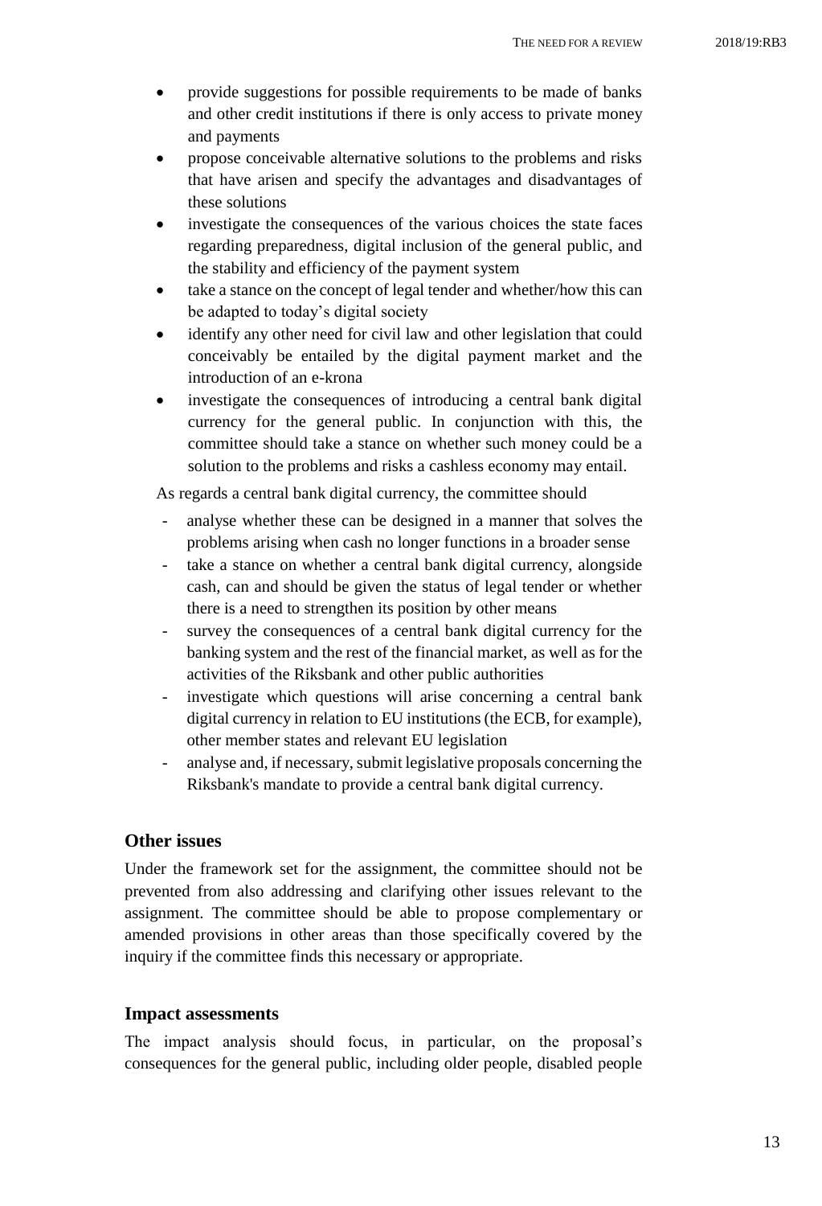- provide suggestions for possible requirements to be made of banks and other credit institutions if there is only access to private money and payments
- propose conceivable alternative solutions to the problems and risks that have arisen and specify the advantages and disadvantages of these solutions
- investigate the consequences of the various choices the state faces regarding preparedness, digital inclusion of the general public, and the stability and efficiency of the payment system
- take a stance on the concept of legal tender and whether/how this can be adapted to today's digital society
- identify any other need for civil law and other legislation that could conceivably be entailed by the digital payment market and the introduction of an e-krona
- investigate the consequences of introducing a central bank digital currency for the general public. In conjunction with this, the committee should take a stance on whether such money could be a solution to the problems and risks a cashless economy may entail.

As regards a central bank digital currency, the committee should

- analyse whether these can be designed in a manner that solves the problems arising when cash no longer functions in a broader sense
- take a stance on whether a central bank digital currency, alongside cash, can and should be given the status of legal tender or whether there is a need to strengthen its position by other means
- survey the consequences of a central bank digital currency for the banking system and the rest of the financial market, as well as for the activities of the Riksbank and other public authorities
- investigate which questions will arise concerning a central bank digital currency in relation to EU institutions (the ECB, for example), other member states and relevant EU legislation
- analyse and, if necessary, submit legislative proposals concerning the Riksbank's mandate to provide a central bank digital currency.

### Other issues

Under the framework set for the assignment, the committee should not be prevented from also addressing and clarifying other issues relevant to the assignment. The committee should be able to propose complementary or amended provisions in other areas than those specifically covered by the inquiry if the committee finds this necessary or appropriate.

### Impact assessments

The impact analysis should focus, in particular, on the proposal's consequences for the general public, including older people, disabled people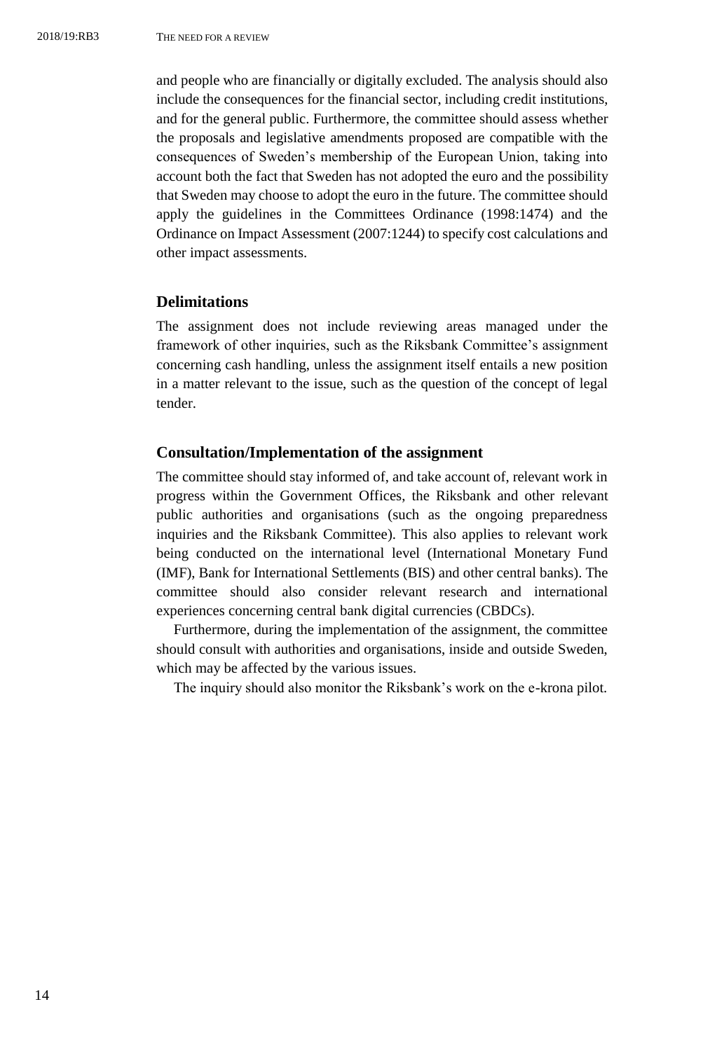and people who are financially or digitally excluded. The analysis should also include the consequences for the financial sector, including credit institutions, and for the general public. Furthermore, the committee should assess whether the proposals and legislative amendments proposed are compatible with the consequences of Sweden's membership of the European Union, taking into account both the fact that Sweden has not adopted the euro and the possibility that Sweden may choose to adopt the euro in the future. The committee should apply the guidelines in the Committees Ordinance (1998:1474) and the Ordinance on Impact Assessment (2007:1244) to specify cost calculations and other impact assessments.

### Delimitations

The assignment does not include reviewing areas managed under the framework of other inquiries, such as the Riksbank Committee's assignment concerning cash handling, unless the assignment itself entails a new position in a matter relevant to the issue, such as the question of the concept of legal tender.

### Consultation/Implementation of the assignment

The committee should stay informed of, and take account of, relevant work in progress within the Government Offices, the Riksbank and other relevant public authorities and organisations (such as the ongoing preparedness inquiries and the Riksbank Committee). This also applies to relevant work being conducted on the international level (International Monetary Fund (IMF), Bank for International Settlements (BIS) and other central banks). The committee should also consider relevant research and international experiences concerning central bank digital currencies (CBDCs).

Furthermore, during the implementation of the assignment, the committee should consult with authorities and organisations, inside and outside Sweden, which may be affected by the various issues.

The inquiry should also monitor the Riksbank's work on the e-krona pilot.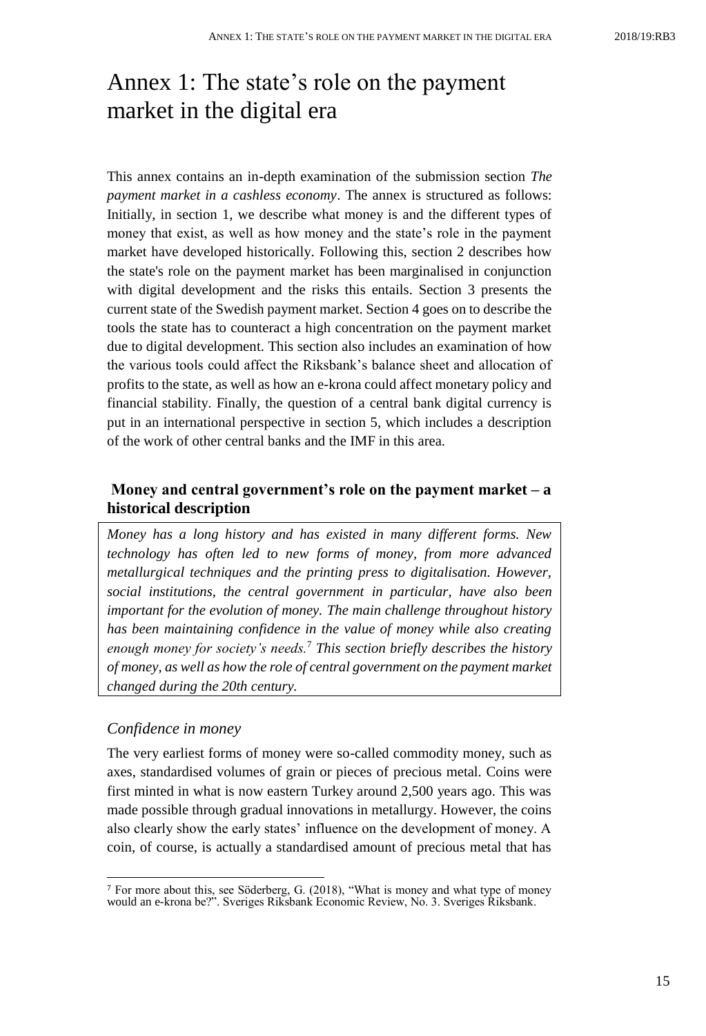# Annex 1: The state's role on the payment market in the digital era

This annex contains an in-depth examination of the submission section *The payment market in a cashless economy*. The annex is structured as follows: Initially, in section 1, we describe what money is and the different types of money that exist, as well as how money and the state's role in the payment market have developed historically. Following this, section 2 describes how the state's role on the payment market has been marginalised in conjunction with digital development and the risks this entails. Section 3 presents the current state of the Swedish payment market. Section 4 goes on to describe the tools the state has to counteract a high concentration on the payment market due to digital development. This section also includes an examination of how the various tools could affect the Riksbank's balance sheet and allocation of profits to the state, as well as how an e-krona could affect monetary policy and financial stability. Finally, the question of a central bank digital currency is put in an international perspective in section 5, which includes a description of the work of other central banks and the IMF in this area.

## Money and central government's role on the payment market – a historical description

*Money has a long history and has existed in many different forms. New technology has often led to new forms of money, from more advanced metallurgical techniques and the printing press to digitalisation. However, social institutions, the central government in particular, have also been important for the evolution of money. The main challenge throughout history has been maintaining confidence in the value of money while also creating enough money for society's needs.*[7] *This section briefly describes the history of money, as well as how the role of central government on the payment market changed during the 20th century.*

### *Confidence in money*

The very earliest forms of money were so-called commodity money, such as axes, standardised volumes of grain or pieces of precious metal. Coins were first minted in what is now eastern Turkey around 2,500 years ago. This was made possible through gradual innovations in metallurgy. However, the coins also clearly show the early states' influence on the development of money. A coin, of course, is actually a standardised amount of precious metal that has

[7] For more about this, see Söderberg, G. (2018), "What is money and what type of money would an e-krona be?". Sveriges Riksbank Economic Review, No. 3. Sveriges Riksbank.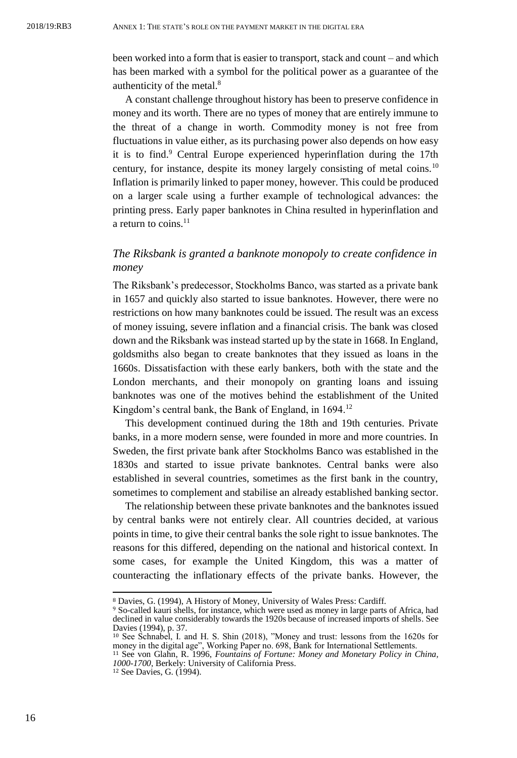been worked into a form that is easier to transport, stack and count – and which has been marked with a symbol for the political power as a guarantee of the authenticity of the metal.[8]

A constant challenge throughout history has been to preserve confidence in money and its worth. There are no types of money that are entirely immune to the threat of a change in worth. Commodity money is not free from fluctuations in value either, as its purchasing power also depends on how easy it is to find.[9] Central Europe experienced hyperinflation during the 17th century, for instance, despite its money largely consisting of metal coins.[10] Inflation is primarily linked to paper money, however. This could be produced on a larger scale using a further example of technological advances: the printing press. Early paper banknotes in China resulted in hyperinflation and a return to coins.[11]

### *The Riksbank is granted a banknote monopoly to create confidence in money*

The Riksbank's predecessor, Stockholms Banco, was started as a private bank in 1657 and quickly also started to issue banknotes. However, there were no restrictions on how many banknotes could be issued. The result was an excess of money issuing, severe inflation and a financial crisis. The bank was closed down and the Riksbank was instead started up by the state in 1668. In England, goldsmiths also began to create banknotes that they issued as loans in the 1660s. Dissatisfaction with these early bankers, both with the state and the London merchants, and their monopoly on granting loans and issuing banknotes was one of the motives behind the establishment of the United Kingdom's central bank, the Bank of England, in 1694.[12]

This development continued during the 18th and 19th centuries. Private banks, in a more modern sense, were founded in more and more countries. In Sweden, the first private bank after Stockholms Banco was established in the 1830s and started to issue private banknotes. Central banks were also established in several countries, sometimes as the first bank in the country, sometimes to complement and stabilise an already established banking sector.

The relationship between these private banknotes and the banknotes issued by central banks were not entirely clear. All countries decided, at various points in time, to give their central banks the sole right to issue banknotes. The reasons for this differed, depending on the national and historical context. In some cases, for example the United Kingdom, this was a matter of counteracting the inflationary effects of the private banks. However, the

---

[8] Davies, G. (1994), A History of Money, University of Wales Press: Cardiff.

[9] So-called kauri shells, for instance, which were used as money in large parts of Africa, had declined in value considerably towards the 1920s because of increased imports of shells. See Davies (1994), p. 37.

[10] See Schnabel, I. and H. S. Shin (2018), "Money and trust: lessons from the 1620s for money in the digital age", Working Paper no. 698, Bank for International Settlements.

[11] See von Glahn, R. 1996, *Fountains of Fortune: Money and Monetary Policy in China, 1000-1700*, Berkely: University of California Press.

[12] See Davies, G. (1994).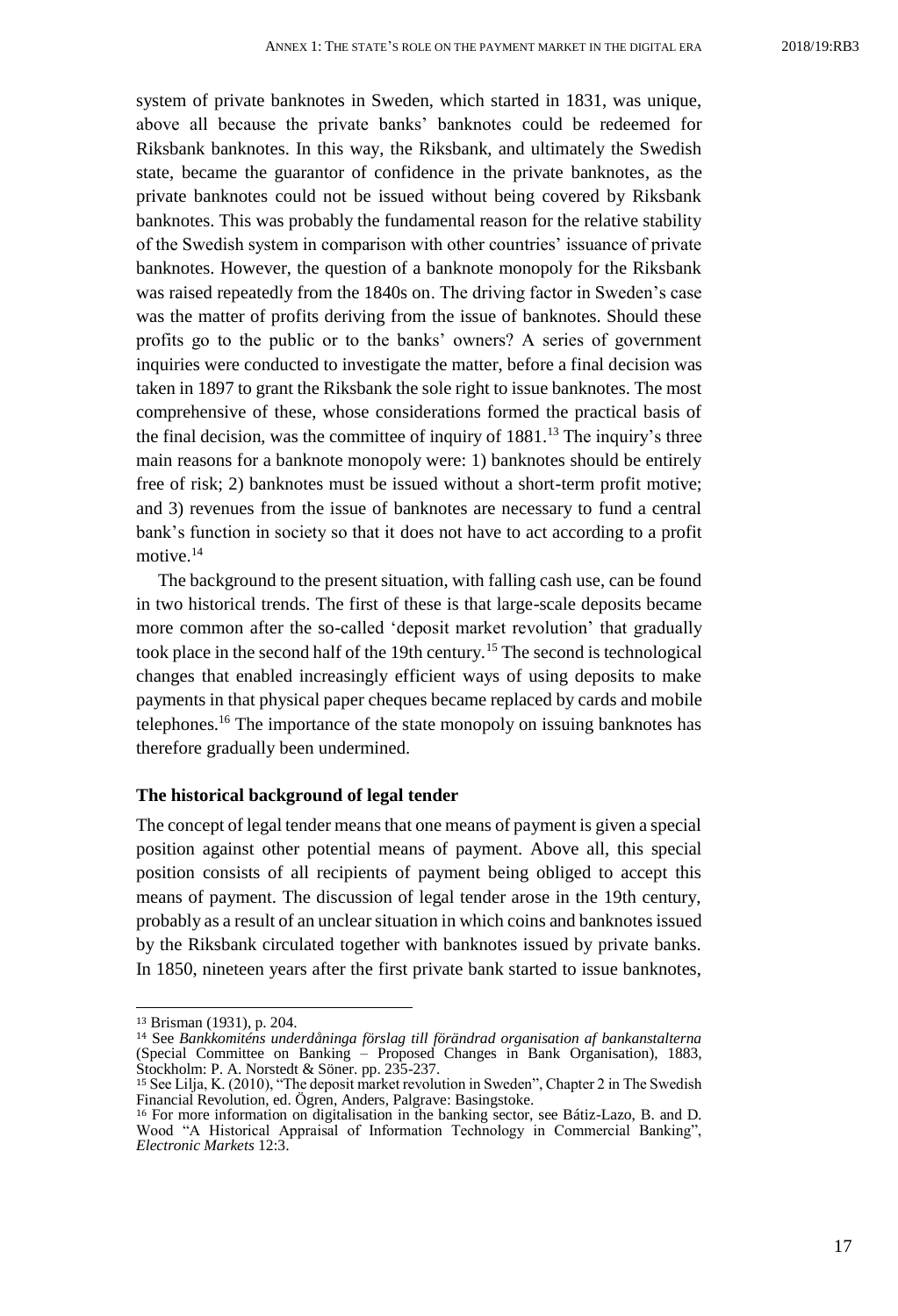system of private banknotes in Sweden, which started in 1831, was unique, above all because the private banks' banknotes could be redeemed for Riksbank banknotes. In this way, the Riksbank, and ultimately the Swedish state, became the guarantor of confidence in the private banknotes, as the private banknotes could not be issued without being covered by Riksbank banknotes. This was probably the fundamental reason for the relative stability of the Swedish system in comparison with other countries' issuance of private banknotes. However, the question of a banknote monopoly for the Riksbank was raised repeatedly from the 1840s on. The driving factor in Sweden's case was the matter of profits deriving from the issue of banknotes. Should these profits go to the public or to the banks' owners? A series of government inquiries were conducted to investigate the matter, before a final decision was taken in 1897 to grant the Riksbank the sole right to issue banknotes. The most comprehensive of these, whose considerations formed the practical basis of the final decision, was the committee of inquiry of 1881.[13] The inquiry's three main reasons for a banknote monopoly were: 1) banknotes should be entirely free of risk; 2) banknotes must be issued without a short-term profit motive; and 3) revenues from the issue of banknotes are necessary to fund a central bank's function in society so that it does not have to act according to a profit motive.[14]

The background to the present situation, with falling cash use, can be found in two historical trends. The first of these is that large-scale deposits became more common after the so-called 'deposit market revolution' that gradually took place in the second half of the 19th century.[15] The second is technological changes that enabled increasingly efficient ways of using deposits to make payments in that physical paper cheques became replaced by cards and mobile telephones.[16] The importance of the state monopoly on issuing banknotes has therefore gradually been undermined.

**The historical background of legal tender**

The concept of legal tender means that one means of payment is given a special position against other potential means of payment. Above all, this special position consists of all recipients of payment being obliged to accept this means of payment. The discussion of legal tender arose in the 19th century, probably as a result of an unclear situation in which coins and banknotes issued by the Riksbank circulated together with banknotes issued by private banks. In 1850, nineteen years after the first private bank started to issue banknotes,

---

[13] Brisman (1931), p. 204.

[14] See *Bankkomiténs underdåninga förslag till förändrad organisation af bankanstalterna* (Special Committee on Banking – Proposed Changes in Bank Organisation), 1883, Stockholm: P. A. Norstedt & Söner. pp. 235-237.

[15] See Lilja, K. (2010), "The deposit market revolution in Sweden", Chapter 2 in The Swedish Financial Revolution, ed. Ögren, Anders, Palgrave: Basingstoke.

[16] For more information on digitalisation in the banking sector, see Bátiz-Lazo, B. and D. Wood "A Historical Appraisal of Information Technology in Commercial Banking", *Electronic Markets* 12:3.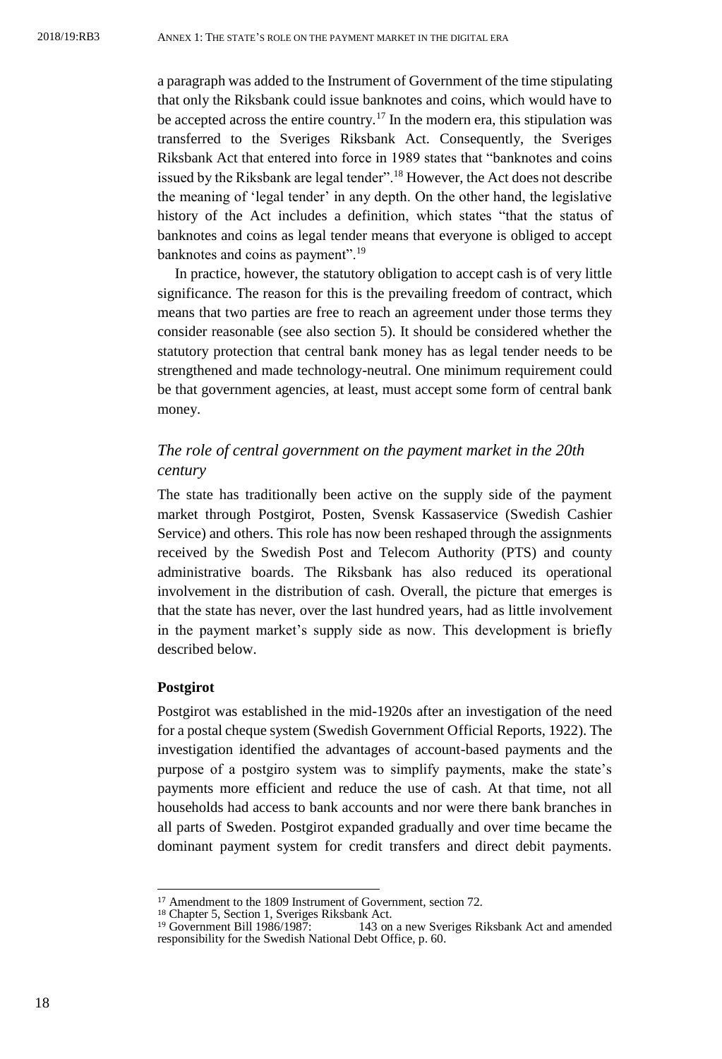a paragraph was added to the Instrument of Government of the time stipulating that only the Riksbank could issue banknotes and coins, which would have to be accepted across the entire country.[17] In the modern era, this stipulation was transferred to the Sveriges Riksbank Act. Consequently, the Sveriges Riksbank Act that entered into force in 1989 states that "banknotes and coins issued by the Riksbank are legal tender".[18] However, the Act does not describe the meaning of 'legal tender' in any depth. On the other hand, the legislative history of the Act includes a definition, which states "that the status of banknotes and coins as legal tender means that everyone is obliged to accept banknotes and coins as payment".[19]

In practice, however, the statutory obligation to accept cash is of very little significance. The reason for this is the prevailing freedom of contract, which means that two parties are free to reach an agreement under those terms they consider reasonable (see also section 5). It should be considered whether the statutory protection that central bank money has as legal tender needs to be strengthened and made technology-neutral. One minimum requirement could be that government agencies, at least, must accept some form of central bank money.

### *The role of central government on the payment market in the 20th century*

The state has traditionally been active on the supply side of the payment market through Postgirot, Posten, Svensk Kassaservice (Swedish Cashier Service) and others. This role has now been reshaped through the assignments received by the Swedish Post and Telecom Authority (PTS) and county administrative boards. The Riksbank has also reduced its operational involvement in the distribution of cash. Overall, the picture that emerges is that the state has never, over the last hundred years, had as little involvement in the payment market's supply side as now. This development is briefly described below.

#### **Postgirot**

Postgirot was established in the mid-1920s after an investigation of the need for a postal cheque system (Swedish Government Official Reports, 1922). The investigation identified the advantages of account-based payments and the purpose of a postgiro system was to simplify payments, make the state's payments more efficient and reduce the use of cash. At that time, not all households had access to bank accounts and nor were there bank branches in all parts of Sweden. Postgirot expanded gradually and over time became the dominant payment system for credit transfers and direct debit payments.

---

[17] Amendment to the 1809 Instrument of Government, section 72.

[18] Chapter 5, Section 1, Sveriges Riksbank Act.

[19] Government Bill 1986/1987: 143 on a new Sveriges Riksbank Act and amended responsibility for the Swedish National Debt Office, p. 60.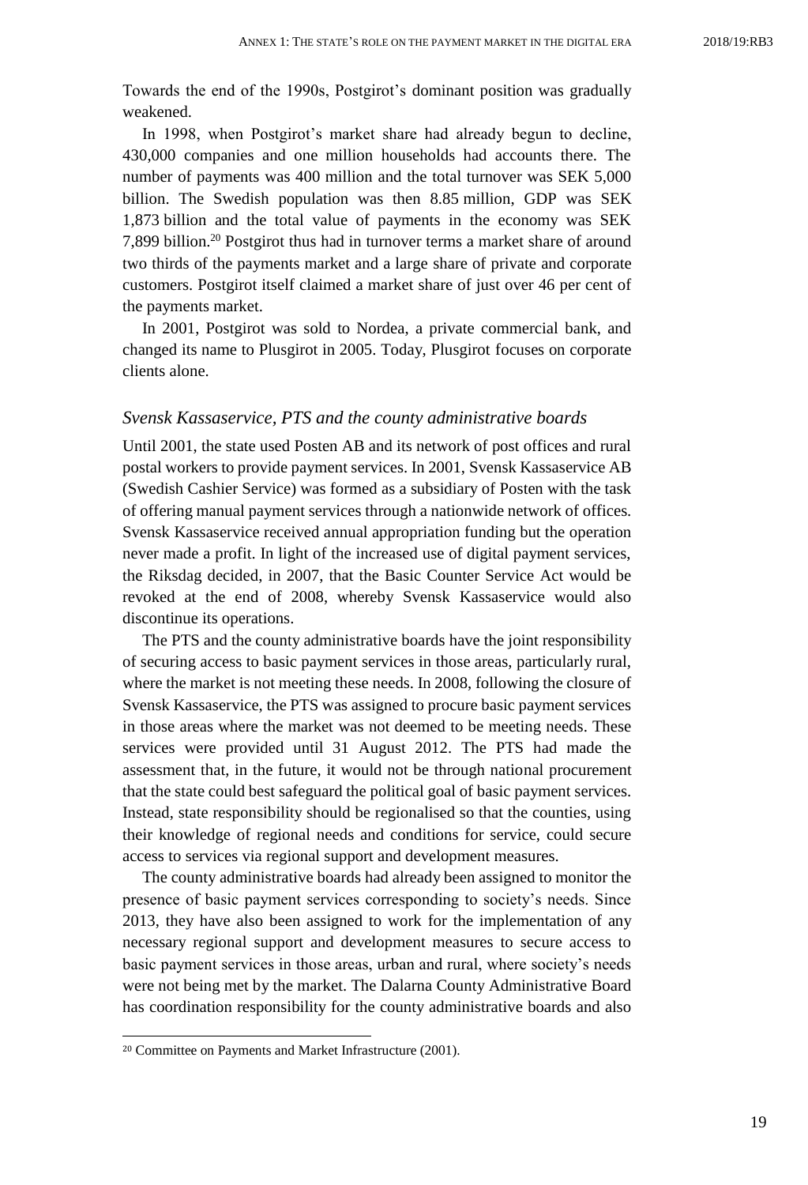Towards the end of the 1990s, Postgirot's dominant position was gradually weakened.

In 1998, when Postgirot's market share had already begun to decline, 430,000 companies and one million households had accounts there. The number of payments was 400 million and the total turnover was SEK 5,000 billion. The Swedish population was then 8.85 million, GDP was SEK 1,873 billion and the total value of payments in the economy was SEK 7,899 billion.[20] Postgirot thus had in turnover terms a market share of around two thirds of the payments market and a large share of private and corporate customers. Postgirot itself claimed a market share of just over 46 per cent of the payments market.

In 2001, Postgirot was sold to Nordea, a private commercial bank, and changed its name to Plusgirot in 2005. Today, Plusgirot focuses on corporate clients alone.

### *Svensk Kassaservice, PTS and the county administrative boards*

Until 2001, the state used Posten AB and its network of post offices and rural postal workers to provide payment services. In 2001, Svensk Kassaservice AB (Swedish Cashier Service) was formed as a subsidiary of Posten with the task of offering manual payment services through a nationwide network of offices. Svensk Kassaservice received annual appropriation funding but the operation never made a profit. In light of the increased use of digital payment services, the Riksdag decided, in 2007, that the Basic Counter Service Act would be revoked at the end of 2008, whereby Svensk Kassaservice would also discontinue its operations.

The PTS and the county administrative boards have the joint responsibility of securing access to basic payment services in those areas, particularly rural, where the market is not meeting these needs. In 2008, following the closure of Svensk Kassaservice, the PTS was assigned to procure basic payment services in those areas where the market was not deemed to be meeting needs. These services were provided until 31 August 2012. The PTS had made the assessment that, in the future, it would not be through national procurement that the state could best safeguard the political goal of basic payment services. Instead, state responsibility should be regionalised so that the counties, using their knowledge of regional needs and conditions for service, could secure access to services via regional support and development measures.

The county administrative boards had already been assigned to monitor the presence of basic payment services corresponding to society's needs. Since 2013, they have also been assigned to work for the implementation of any necessary regional support and development measures to secure access to basic payment services in those areas, urban and rural, where society's needs were not being met by the market. The Dalarna County Administrative Board has coordination responsibility for the county administrative boards and also

[20] Committee on Payments and Market Infrastructure (2001).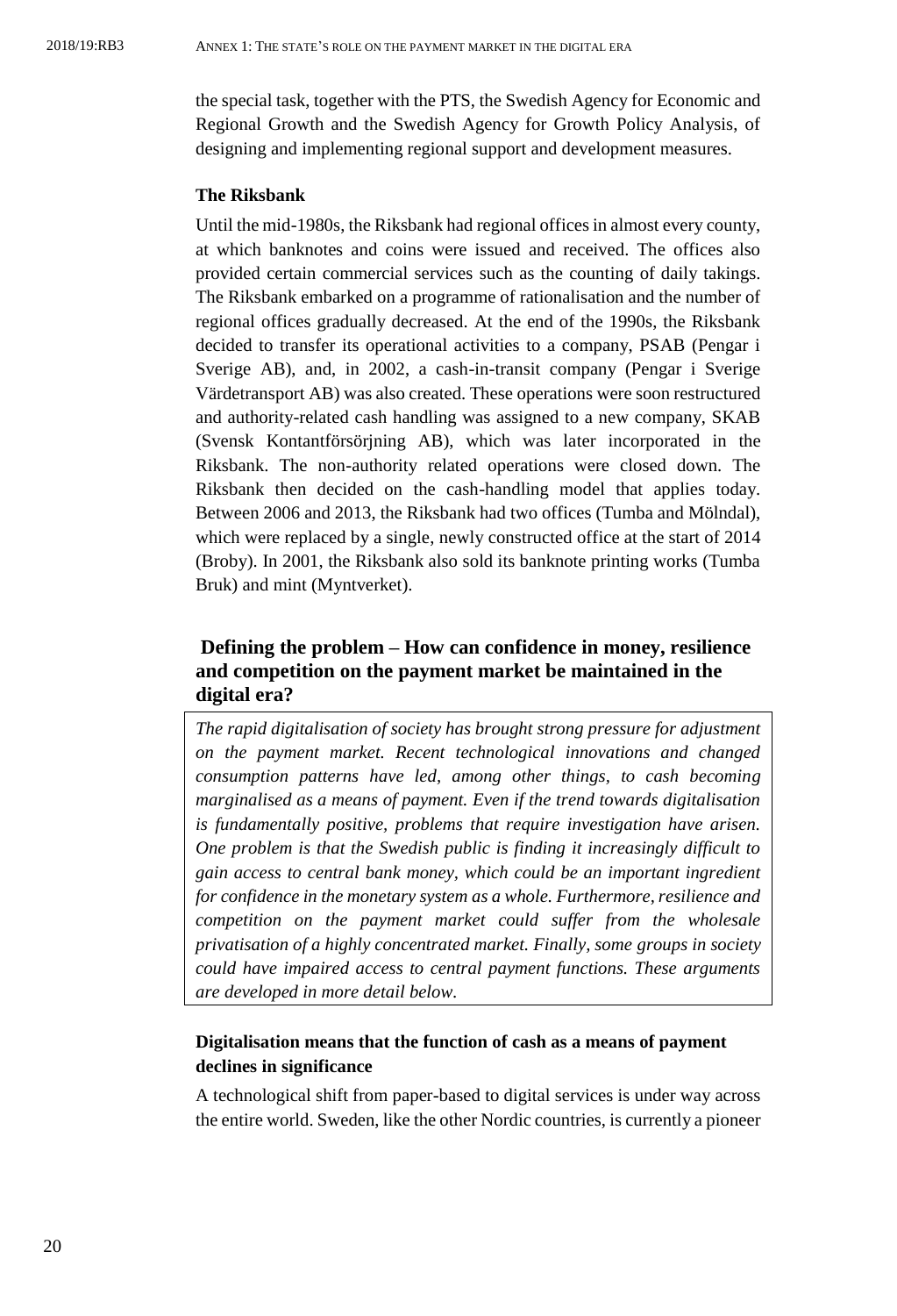the special task, together with the PTS, the Swedish Agency for Economic and Regional Growth and the Swedish Agency for Growth Policy Analysis, of designing and implementing regional support and development measures.

**The Riksbank**

Until the mid-1980s, the Riksbank had regional offices in almost every county, at which banknotes and coins were issued and received. The offices also provided certain commercial services such as the counting of daily takings. The Riksbank embarked on a programme of rationalisation and the number of regional offices gradually decreased. At the end of the 1990s, the Riksbank decided to transfer its operational activities to a company, PSAB (Pengar i Sverige AB), and, in 2002, a cash-in-transit company (Pengar i Sverige Värdetransport AB) was also created. These operations were soon restructured and authority-related cash handling was assigned to a new company, SKAB (Svensk Kontantförsörjning AB), which was later incorporated in the Riksbank. The non-authority related operations were closed down. The Riksbank then decided on the cash-handling model that applies today. Between 2006 and 2013, the Riksbank had two offices (Tumba and Mölndal), which were replaced by a single, newly constructed office at the start of 2014 (Broby). In 2001, the Riksbank also sold its banknote printing works (Tumba Bruk) and mint (Myntverket).

## Defining the problem – How can confidence in money, resilience and competition on the payment market be maintained in the digital era?

*The rapid digitalisation of society has brought strong pressure for adjustment on the payment market. Recent technological innovations and changed consumption patterns have led, among other things, to cash becoming marginalised as a means of payment. Even if the trend towards digitalisation is fundamentally positive, problems that require investigation have arisen. One problem is that the Swedish public is finding it increasingly difficult to gain access to central bank money, which could be an important ingredient for confidence in the monetary system as a whole. Furthermore, resilience and competition on the payment market could suffer from the wholesale privatisation of a highly concentrated market. Finally, some groups in society could have impaired access to central payment functions. These arguments are developed in more detail below.*

### Digitalisation means that the function of cash as a means of payment declines in significance

A technological shift from paper-based to digital services is under way across the entire world. Sweden, like the other Nordic countries, is currently a pioneer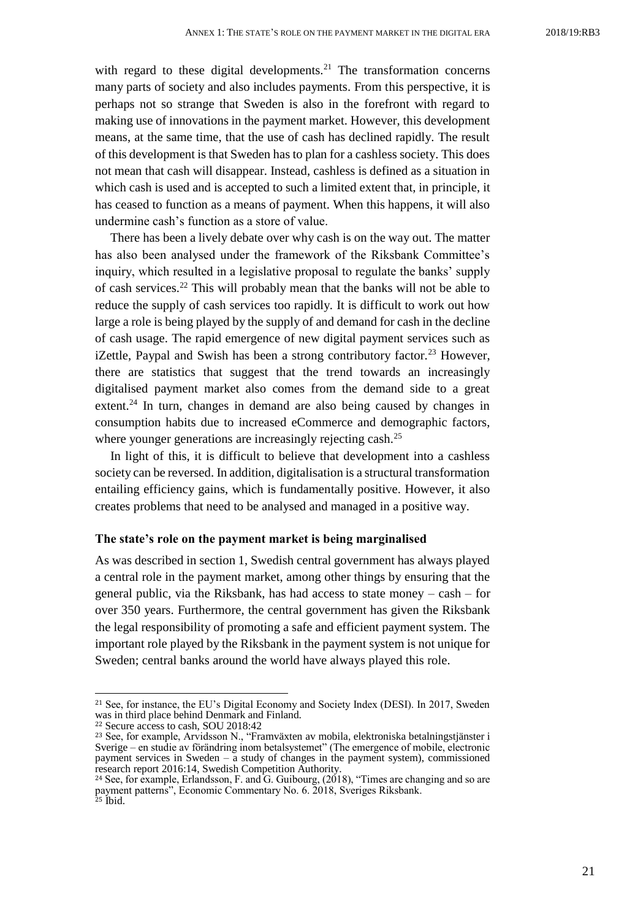with regard to these digital developments.[21] The transformation concerns many parts of society and also includes payments. From this perspective, it is perhaps not so strange that Sweden is also in the forefront with regard to making use of innovations in the payment market. However, this development means, at the same time, that the use of cash has declined rapidly. The result of this development is that Sweden has to plan for a cashless society. This does not mean that cash will disappear. Instead, cashless is defined as a situation in which cash is used and is accepted to such a limited extent that, in principle, it has ceased to function as a means of payment. When this happens, it will also undermine cash's function as a store of value.

There has been a lively debate over why cash is on the way out. The matter has also been analysed under the framework of the Riksbank Committee's inquiry, which resulted in a legislative proposal to regulate the banks' supply of cash services.[22] This will probably mean that the banks will not be able to reduce the supply of cash services too rapidly. It is difficult to work out how large a role is being played by the supply of and demand for cash in the decline of cash usage. The rapid emergence of new digital payment services such as iZettle, Paypal and Swish has been a strong contributory factor.[23] However, there are statistics that suggest that the trend towards an increasingly digitalised payment market also comes from the demand side to a great extent.[24] In turn, changes in demand are also being caused by changes in consumption habits due to increased eCommerce and demographic factors, where younger generations are increasingly rejecting cash.[25]

In light of this, it is difficult to believe that development into a cashless society can be reversed. In addition, digitalisation is a structural transformation entailing efficiency gains, which is fundamentally positive. However, it also creates problems that need to be analysed and managed in a positive way.

**The state's role on the payment market is being marginalised**

As was described in section 1, Swedish central government has always played a central role in the payment market, among other things by ensuring that the general public, via the Riksbank, has had access to state money – cash – for over 350 years. Furthermore, the central government has given the Riksbank the legal responsibility of promoting a safe and efficient payment system. The important role played by the Riksbank in the payment system is not unique for Sweden; central banks around the world have always played this role.

---

[21] See, for instance, the EU's Digital Economy and Society Index (DESI). In 2017, Sweden was in third place behind Denmark and Finland.

[22] Secure access to cash, SOU 2018:42

[23] See, for example, Arvidsson N., "Framväxten av mobila, elektroniska betalningstjänster i Sverige – en studie av förändring inom betalsystemet" (The emergence of mobile, electronic payment services in Sweden – a study of changes in the payment system), commissioned research report 2016:14, Swedish Competition Authority.

[24] See, for example, Erlandsson, F. and G. Guibourg, (2018), "Times are changing and so are payment patterns", Economic Commentary No. 6. 2018, Sveriges Riksbank.

[25] Ibid.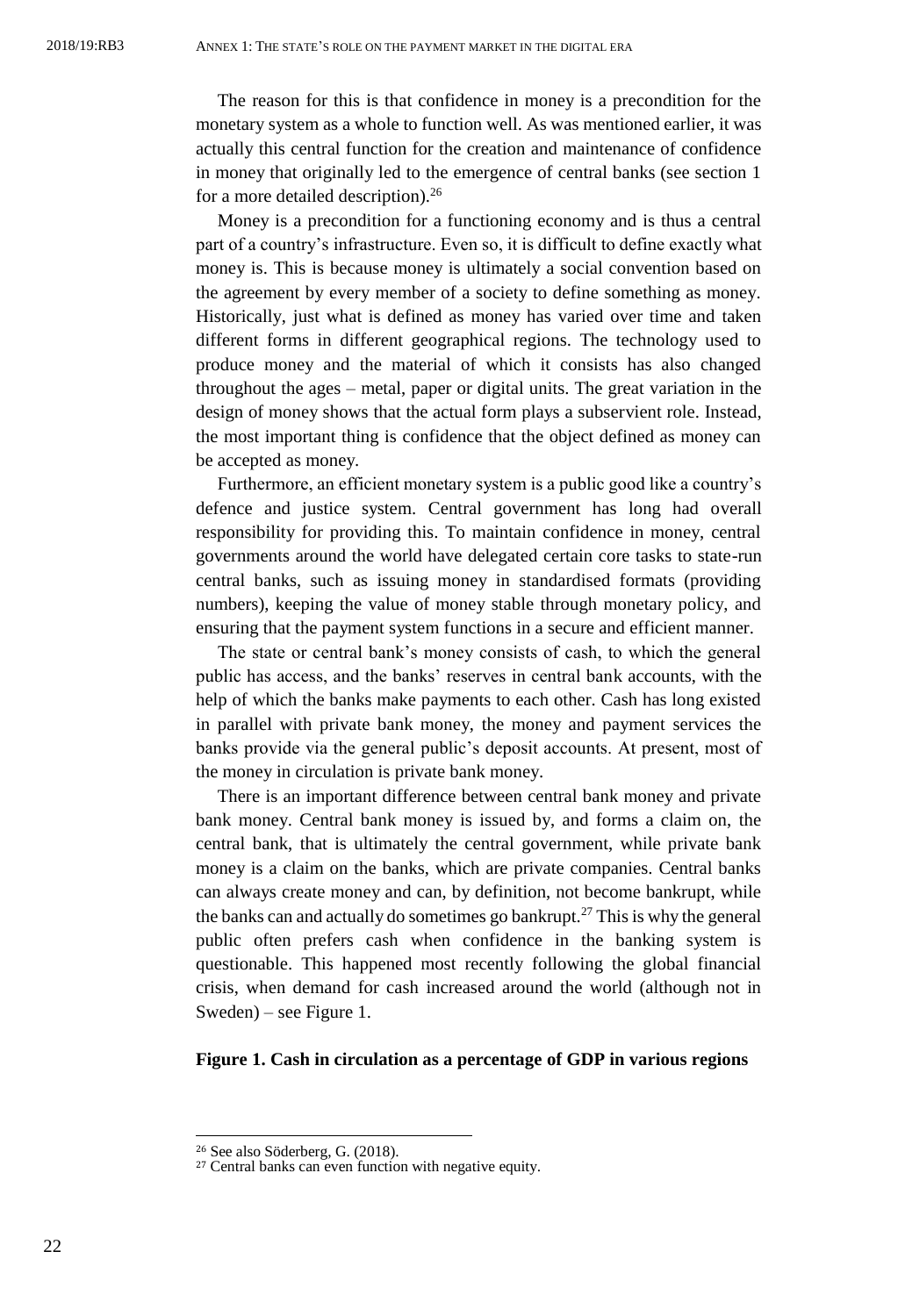The reason for this is that confidence in money is a precondition for the monetary system as a whole to function well. As was mentioned earlier, it was actually this central function for the creation and maintenance of confidence in money that originally led to the emergence of central banks (see section 1 for a more detailed description).[26]

Money is a precondition for a functioning economy and is thus a central part of a country's infrastructure. Even so, it is difficult to define exactly what money is. This is because money is ultimately a social convention based on the agreement by every member of a society to define something as money. Historically, just what is defined as money has varied over time and taken different forms in different geographical regions. The technology used to produce money and the material of which it consists has also changed throughout the ages – metal, paper or digital units. The great variation in the design of money shows that the actual form plays a subservient role. Instead, the most important thing is confidence that the object defined as money can be accepted as money.

Furthermore, an efficient monetary system is a public good like a country's defence and justice system. Central government has long had overall responsibility for providing this. To maintain confidence in money, central governments around the world have delegated certain core tasks to state-run central banks, such as issuing money in standardised formats (providing numbers), keeping the value of money stable through monetary policy, and ensuring that the payment system functions in a secure and efficient manner.

The state or central bank's money consists of cash, to which the general public has access, and the banks' reserves in central bank accounts, with the help of which the banks make payments to each other. Cash has long existed in parallel with private bank money, the money and payment services the banks provide via the general public's deposit accounts. At present, most of the money in circulation is private bank money.

There is an important difference between central bank money and private bank money. Central bank money is issued by, and forms a claim on, the central bank, that is ultimately the central government, while private bank money is a claim on the banks, which are private companies. Central banks can always create money and can, by definition, not become bankrupt, while the banks can and actually do sometimes go bankrupt.[27] This is why the general public often prefers cash when confidence in the banking system is questionable. This happened most recently following the global financial crisis, when demand for cash increased around the world (although not in Sweden) – see Figure 1.

**Figure 1. Cash in circulation as a percentage of GDP in various regions**

---

[26] See also Söderberg, G. (2018).

[27] Central banks can even function with negative equity.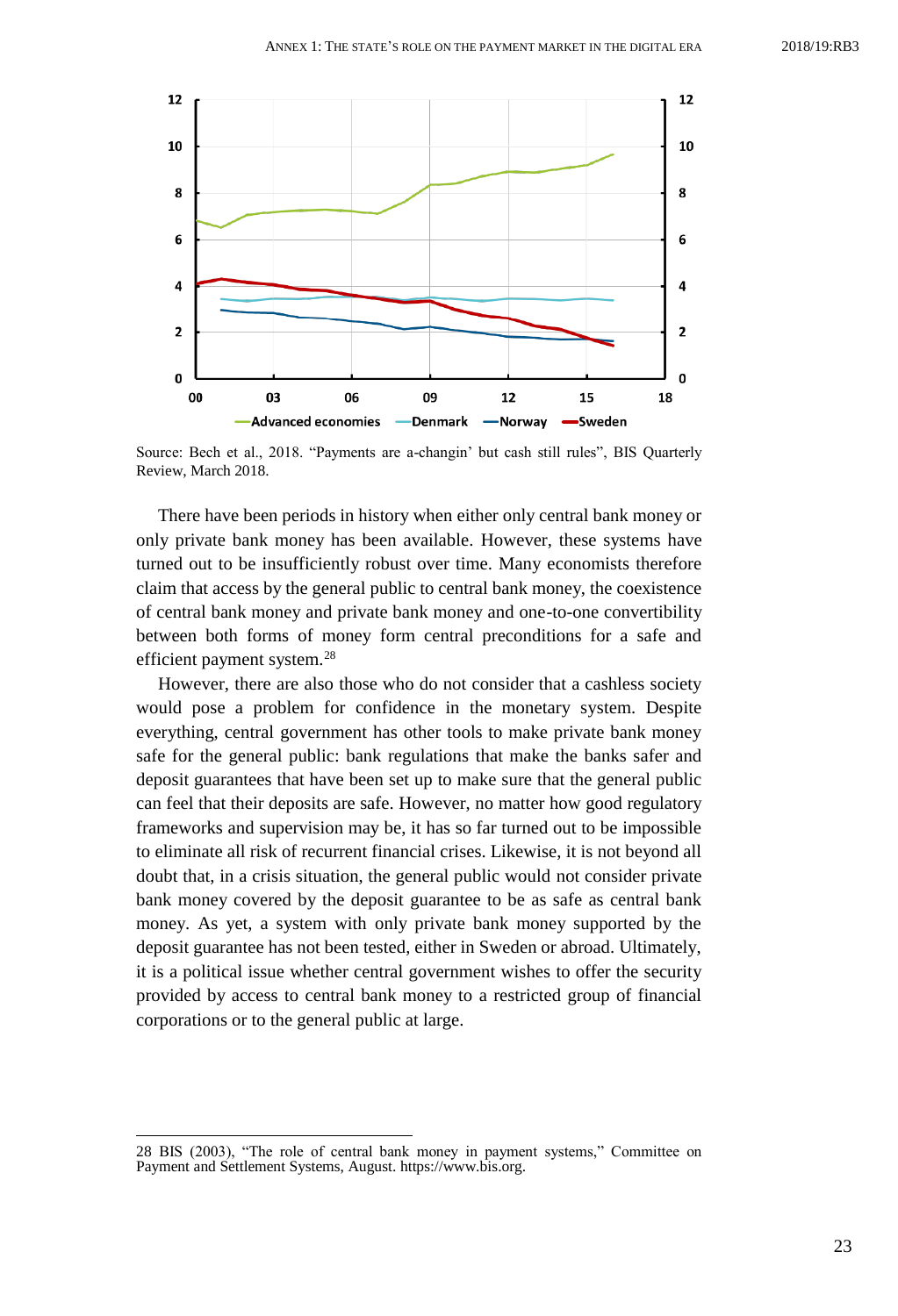Source: Bech et al., 2018. “Payments are a-changin’ but cash still rules”, BIS Quarterly Review, March 2018.

There have been periods in history when either only central bank money or only private bank money has been available. However, these systems have turned out to be insufficiently robust over time. Many economists therefore claim that access by the general public to central bank money, the coexistence of central bank money and private bank money and one-to-one convertibility between both forms of money form central preconditions for a safe and efficient payment system.[28]

However, there are also those who do not consider that a cashless society would pose a problem for confidence in the monetary system. Despite everything, central government has other tools to make private bank money safe for the general public: bank regulations that make the banks safer and deposit guarantees that have been set up to make sure that the general public can feel that their deposits are safe. However, no matter how good regulatory frameworks and supervision may be, it has so far turned out to be impossible to eliminate all risk of recurrent financial crises. Likewise, it is not beyond all doubt that, in a crisis situation, the general public would not consider private bank money covered by the deposit guarantee to be as safe as central bank money. As yet, a system with only private bank money supported by the deposit guarantee has not been tested, either in Sweden or abroad. Ultimately, it is a political issue whether central government wishes to offer the security provided by access to central bank money to a restricted group of financial corporations or to the general public at large.

28 BIS (2003), “The role of central bank money in payment systems,” Committee on Payment and Settlement Systems, August. https://www.bis.org.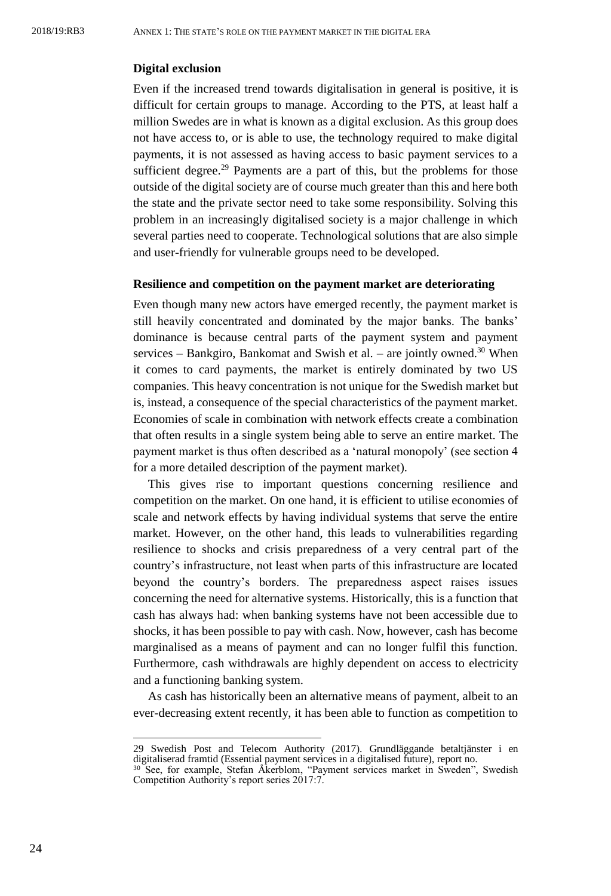**Digital exclusion**

Even if the increased trend towards digitalisation in general is positive, it is difficult for certain groups to manage. According to the PTS, at least half a million Swedes are in what is known as a digital exclusion. As this group does not have access to, or is able to use, the technology required to make digital payments, it is not assessed as having access to basic payment services to a sufficient degree.[29] Payments are a part of this, but the problems for those outside of the digital society are of course much greater than this and here both the state and the private sector need to take some responsibility. Solving this problem in an increasingly digitalised society is a major challenge in which several parties need to cooperate. Technological solutions that are also simple and user-friendly for vulnerable groups need to be developed.

**Resilience and competition on the payment market are deteriorating**

Even though many new actors have emerged recently, the payment market is still heavily concentrated and dominated by the major banks. The banks' dominance is because central parts of the payment system and payment services – Bankgiro, Bankomat and Swish et al. – are jointly owned.[30] When it comes to card payments, the market is entirely dominated by two US companies. This heavy concentration is not unique for the Swedish market but is, instead, a consequence of the special characteristics of the payment market. Economies of scale in combination with network effects create a combination that often results in a single system being able to serve an entire market. The payment market is thus often described as a 'natural monopoly' (see section 4 for a more detailed description of the payment market).

This gives rise to important questions concerning resilience and competition on the market. On one hand, it is efficient to utilise economies of scale and network effects by having individual systems that serve the entire market. However, on the other hand, this leads to vulnerabilities regarding resilience to shocks and crisis preparedness of a very central part of the country's infrastructure, not least when parts of this infrastructure are located beyond the country's borders. The preparedness aspect raises issues concerning the need for alternative systems. Historically, this is a function that cash has always had: when banking systems have not been accessible due to shocks, it has been possible to pay with cash. Now, however, cash has become marginalised as a means of payment and can no longer fulfil this function. Furthermore, cash withdrawals are highly dependent on access to electricity and a functioning banking system.

As cash has historically been an alternative means of payment, albeit to an ever-decreasing extent recently, it has been able to function as competition to

---

29 Swedish Post and Telecom Authority (2017). Grundläggande betaltjänster i en digitaliserad framtid (Essential payment services in a digitalised future), report no.

30 See, for example, Stefan Åkerblom, "Payment services market in Sweden", Swedish Competition Authority's report series 2017:7.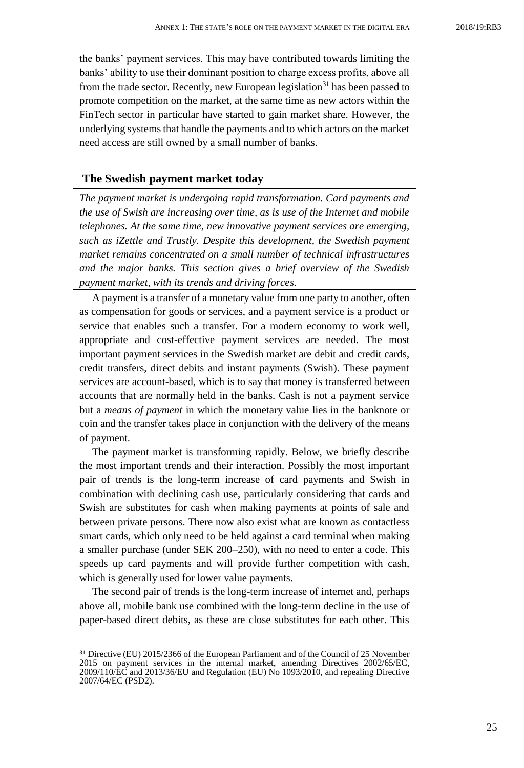the banks' payment services. This may have contributed towards limiting the banks' ability to use their dominant position to charge excess profits, above all from the trade sector. Recently, new European legislation[31] has been passed to promote competition on the market, at the same time as new actors within the FinTech sector in particular have started to gain market share. However, the underlying systems that handle the payments and to which actors on the market need access are still owned by a small number of banks.

## The Swedish payment market today

*The payment market is undergoing rapid transformation. Card payments and the use of Swish are increasing over time, as is use of the Internet and mobile telephones. At the same time, new innovative payment services are emerging, such as iZettle and Trustly. Despite this development, the Swedish payment market remains concentrated on a small number of technical infrastructures and the major banks. This section gives a brief overview of the Swedish payment market, with its trends and driving forces.*

A payment is a transfer of a monetary value from one party to another, often as compensation for goods or services, and a payment service is a product or service that enables such a transfer. For a modern economy to work well, appropriate and cost-effective payment services are needed. The most important payment services in the Swedish market are debit and credit cards, credit transfers, direct debits and instant payments (Swish). These payment services are account-based, which is to say that money is transferred between accounts that are normally held in the banks. Cash is not a payment service but a *means of payment* in which the monetary value lies in the banknote or coin and the transfer takes place in conjunction with the delivery of the means of payment.

The payment market is transforming rapidly. Below, we briefly describe the most important trends and their interaction. Possibly the most important pair of trends is the long-term increase of card payments and Swish in combination with declining cash use, particularly considering that cards and Swish are substitutes for cash when making payments at points of sale and between private persons. There now also exist what are known as contactless smart cards, which only need to be held against a card terminal when making a smaller purchase (under SEK 200–250), with no need to enter a code. This speeds up card payments and will provide further competition with cash, which is generally used for lower value payments.

The second pair of trends is the long-term increase of internet and, perhaps above all, mobile bank use combined with the long-term decline in the use of paper-based direct debits, as these are close substitutes for each other. This

[31] Directive (EU) 2015/2366 of the European Parliament and of the Council of 25 November 2015 on payment services in the internal market, amending Directives 2002/65/EC, 2009/110/EC and 2013/36/EU and Regulation (EU) No 1093/2010, and repealing Directive 2007/64/EC (PSD2).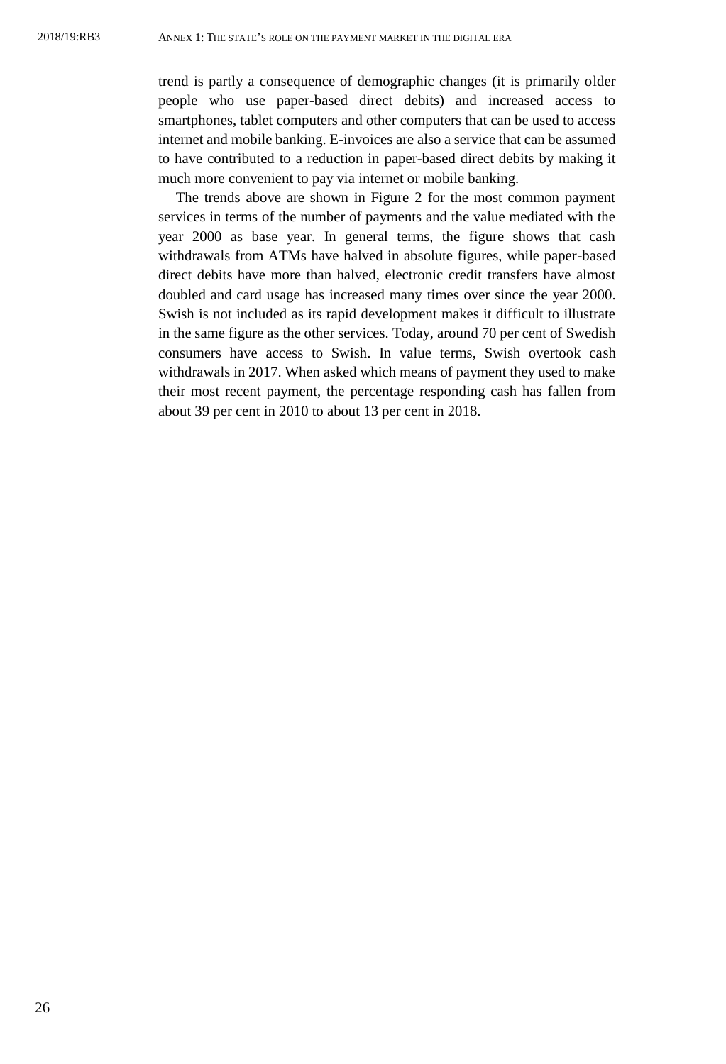trend is partly a consequence of demographic changes (it is primarily older people who use paper-based direct debits) and increased access to smartphones, tablet computers and other computers that can be used to access internet and mobile banking. E-invoices are also a service that can be assumed to have contributed to a reduction in paper-based direct debits by making it much more convenient to pay via internet or mobile banking.

The trends above are shown in Figure 2 for the most common payment services in terms of the number of payments and the value mediated with the year 2000 as base year. In general terms, the figure shows that cash withdrawals from ATMs have halved in absolute figures, while paper-based direct debits have more than halved, electronic credit transfers have almost doubled and card usage has increased many times over since the year 2000. Swish is not included as its rapid development makes it difficult to illustrate in the same figure as the other services. Today, around 70 per cent of Swedish consumers have access to Swish. In value terms, Swish overtook cash withdrawals in 2017. When asked which means of payment they used to make their most recent payment, the percentage responding cash has fallen from about 39 per cent in 2010 to about 13 per cent in 2018.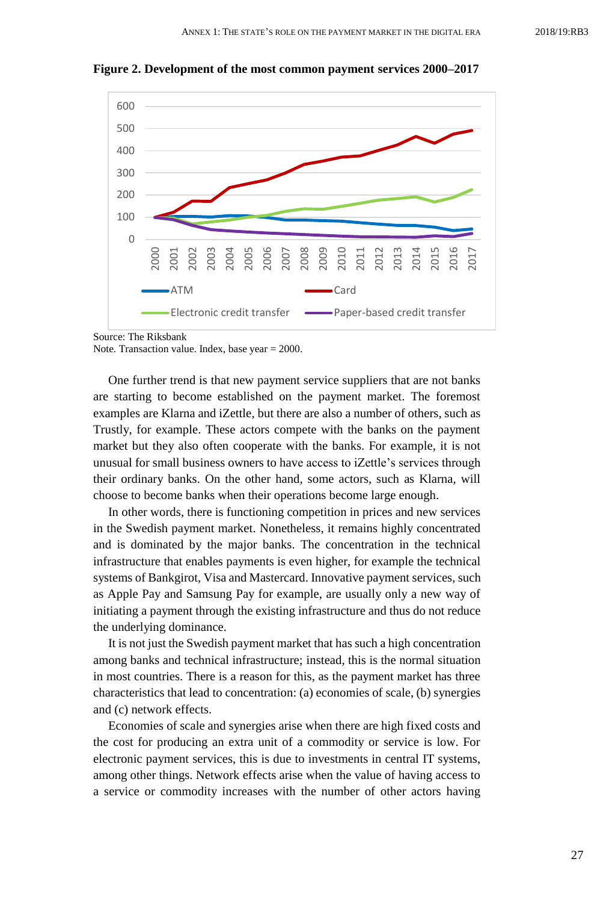**Figure 2. Development of the most common payment services 2000–2017**

Source: The Riksbank
Note. Transaction value. Index, base year = 2000.

One further trend is that new payment service suppliers that are not banks are starting to become established on the payment market. The foremost examples are Klarna and iZettle, but there are also a number of others, such as Trustly, for example. These actors compete with the banks on the payment market but they also often cooperate with the banks. For example, it is not unusual for small business owners to have access to iZettle's services through their ordinary banks. On the other hand, some actors, such as Klarna, will choose to become banks when their operations become large enough.

In other words, there is functioning competition in prices and new services in the Swedish payment market. Nonetheless, it remains highly concentrated and is dominated by the major banks. The concentration in the technical infrastructure that enables payments is even higher, for example the technical systems of Bankgirot, Visa and Mastercard. Innovative payment services, such as Apple Pay and Samsung Pay for example, are usually only a new way of initiating a payment through the existing infrastructure and thus do not reduce the underlying dominance.

It is not just the Swedish payment market that has such a high concentration among banks and technical infrastructure; instead, this is the normal situation in most countries. There is a reason for this, as the payment market has three characteristics that lead to concentration: (a) economies of scale, (b) synergies and (c) network effects.

Economies of scale and synergies arise when there are high fixed costs and the cost for producing an extra unit of a commodity or service is low. For electronic payment services, this is due to investments in central IT systems, among other things. Network effects arise when the value of having access to a service or commodity increases with the number of other actors having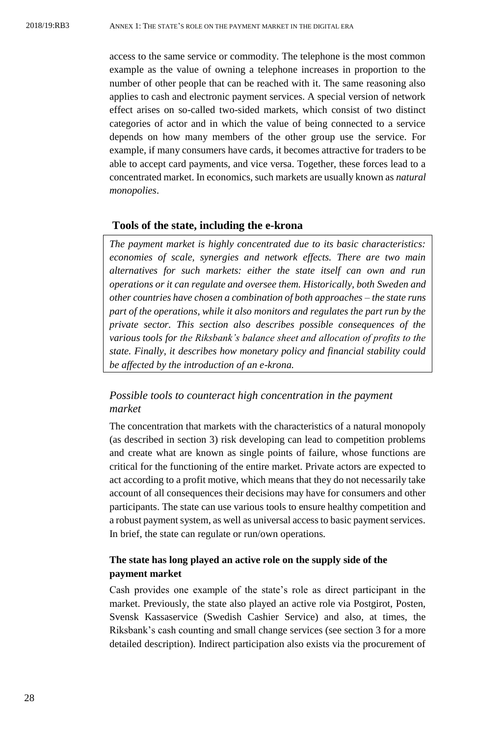access to the same service or commodity. The telephone is the most common example as the value of owning a telephone increases in proportion to the number of other people that can be reached with it. The same reasoning also applies to cash and electronic payment services. A special version of network effect arises on so-called two-sided markets, which consist of two distinct categories of actor and in which the value of being connected to a service depends on how many members of the other group use the service. For example, if many consumers have cards, it becomes attractive for traders to be able to accept card payments, and vice versa. Together, these forces lead to a concentrated market. In economics, such markets are usually known as *natural monopolies*.

## Tools of the state, including the e-krona

*The payment market is highly concentrated due to its basic characteristics: economies of scale, synergies and network effects. There are two main alternatives for such markets: either the state itself can own and run operations or it can regulate and oversee them. Historically, both Sweden and other countries have chosen a combination of both approaches – the state runs part of the operations, while it also monitors and regulates the part run by the private sector. This section also describes possible consequences of the various tools for the Riksbank's balance sheet and allocation of profits to the state. Finally, it describes how monetary policy and financial stability could be affected by the introduction of an e-krona.*

### *Possible tools to counteract high concentration in the payment market*

The concentration that markets with the characteristics of a natural monopoly (as described in section 3) risk developing can lead to competition problems and create what are known as single points of failure, whose functions are critical for the functioning of the entire market. Private actors are expected to act according to a profit motive, which means that they do not necessarily take account of all consequences their decisions may have for consumers and other participants. The state can use various tools to ensure healthy competition and a robust payment system, as well as universal access to basic payment services. In brief, the state can regulate or run/own operations.

#### The state has long played an active role on the supply side of the payment market

Cash provides one example of the state's role as direct participant in the market. Previously, the state also played an active role via Postgirot, Posten, Svensk Kassaservice (Swedish Cashier Service) and also, at times, the Riksbank's cash counting and small change services (see section 3 for a more detailed description). Indirect participation also exists via the procurement of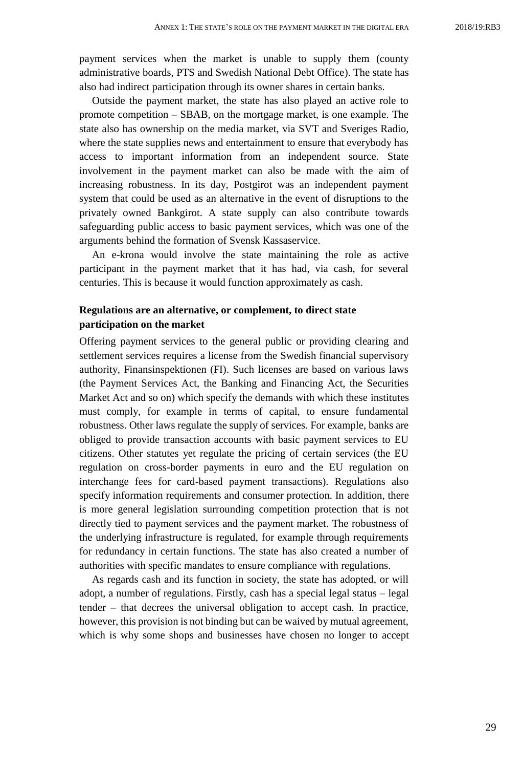payment services when the market is unable to supply them (county administrative boards, PTS and Swedish National Debt Office). The state has also had indirect participation through its owner shares in certain banks.

Outside the payment market, the state has also played an active role to promote competition – SBAB, on the mortgage market, is one example. The state also has ownership on the media market, via SVT and Sveriges Radio, where the state supplies news and entertainment to ensure that everybody has access to important information from an independent source. State involvement in the payment market can also be made with the aim of increasing robustness. In its day, Postgirot was an independent payment system that could be used as an alternative in the event of disruptions to the privately owned Bankgirot. A state supply can also contribute towards safeguarding public access to basic payment services, which was one of the arguments behind the formation of Svensk Kassaservice.

An e-krona would involve the state maintaining the role as active participant in the payment market that it has had, via cash, for several centuries. This is because it would function approximately as cash.

### Regulations are an alternative, or complement, to direct state participation on the market

Offering payment services to the general public or providing clearing and settlement services requires a license from the Swedish financial supervisory authority, Finansinspektionen (FI). Such licenses are based on various laws (the Payment Services Act, the Banking and Financing Act, the Securities Market Act and so on) which specify the demands with which these institutes must comply, for example in terms of capital, to ensure fundamental robustness. Other laws regulate the supply of services. For example, banks are obliged to provide transaction accounts with basic payment services to EU citizens. Other statutes yet regulate the pricing of certain services (the EU regulation on cross-border payments in euro and the EU regulation on interchange fees for card-based payment transactions). Regulations also specify information requirements and consumer protection. In addition, there is more general legislation surrounding competition protection that is not directly tied to payment services and the payment market. The robustness of the underlying infrastructure is regulated, for example through requirements for redundancy in certain functions. The state has also created a number of authorities with specific mandates to ensure compliance with regulations.

As regards cash and its function in society, the state has adopted, or will adopt, a number of regulations. Firstly, cash has a special legal status – legal tender – that decrees the universal obligation to accept cash. In practice, however, this provision is not binding but can be waived by mutual agreement, which is why some shops and businesses have chosen no longer to accept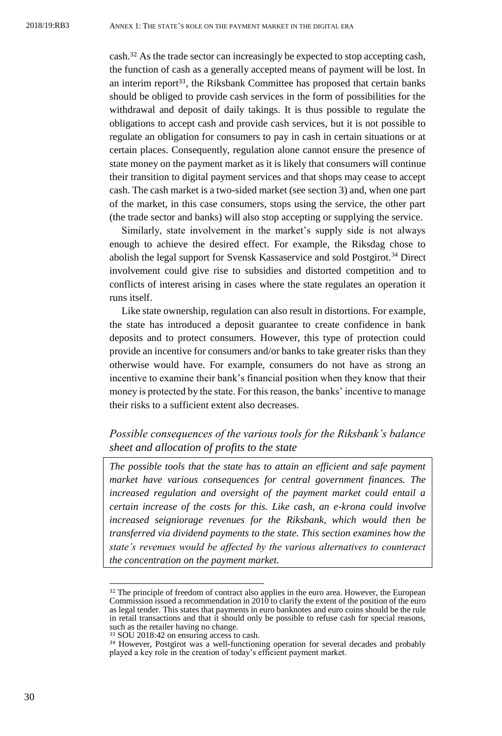cash.[32] As the trade sector can increasingly be expected to stop accepting cash, the function of cash as a generally accepted means of payment will be lost. In an interim report[33], the Riksbank Committee has proposed that certain banks should be obliged to provide cash services in the form of possibilities for the withdrawal and deposit of daily takings. It is thus possible to regulate the obligations to accept cash and provide cash services, but it is not possible to regulate an obligation for consumers to pay in cash in certain situations or at certain places. Consequently, regulation alone cannot ensure the presence of state money on the payment market as it is likely that consumers will continue their transition to digital payment services and that shops may cease to accept cash. The cash market is a two-sided market (see section 3) and, when one part of the market, in this case consumers, stops using the service, the other part (the trade sector and banks) will also stop accepting or supplying the service.

Similarly, state involvement in the market's supply side is not always enough to achieve the desired effect. For example, the Riksdag chose to abolish the legal support for Svensk Kassaservice and sold Postgirot.[34] Direct involvement could give rise to subsidies and distorted competition and to conflicts of interest arising in cases where the state regulates an operation it runs itself.

Like state ownership, regulation can also result in distortions. For example, the state has introduced a deposit guarantee to create confidence in bank deposits and to protect consumers. However, this type of protection could provide an incentive for consumers and/or banks to take greater risks than they otherwise would have. For example, consumers do not have as strong an incentive to examine their bank's financial position when they know that their money is protected by the state. For this reason, the banks' incentive to manage their risks to a sufficient extent also decreases.

### *Possible consequences of the various tools for the Riksbank's balance sheet and allocation of profits to the state*

*The possible tools that the state has to attain an efficient and safe payment market have various consequences for central government finances. The increased regulation and oversight of the payment market could entail a certain increase of the costs for this. Like cash, an e-krona could involve increased seigniorage revenues for the Riksbank, which would then be transferred via dividend payments to the state. This section examines how the state's revenues would be affected by the various alternatives to counteract the concentration on the payment market.*

---

[32] The principle of freedom of contract also applies in the euro area. However, the European Commission issued a recommendation in 2010 to clarify the extent of the position of the euro as legal tender. This states that payments in euro banknotes and euro coins should be the rule in retail transactions and that it should only be possible to refuse cash for special reasons, such as the retailer having no change.

[33] SOU 2018:42 on ensuring access to cash.

[34] However, Postgirot was a well-functioning operation for several decades and probably played a key role in the creation of today's efficient payment market.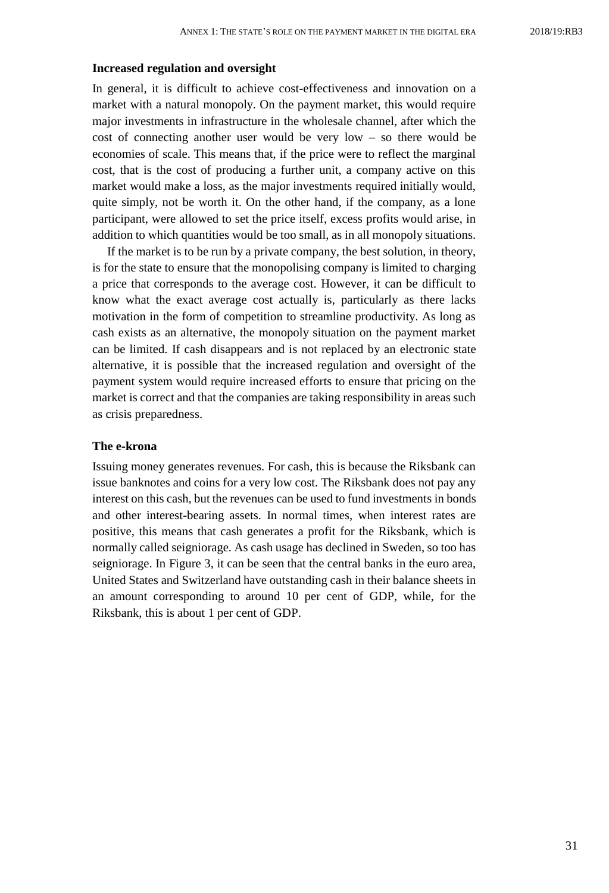### Increased regulation and oversight

In general, it is difficult to achieve cost-effectiveness and innovation on a market with a natural monopoly. On the payment market, this would require major investments in infrastructure in the wholesale channel, after which the cost of connecting another user would be very low – so there would be economies of scale. This means that, if the price were to reflect the marginal cost, that is the cost of producing a further unit, a company active on this market would make a loss, as the major investments required initially would, quite simply, not be worth it. On the other hand, if the company, as a lone participant, were allowed to set the price itself, excess profits would arise, in addition to which quantities would be too small, as in all monopoly situations.

If the market is to be run by a private company, the best solution, in theory, is for the state to ensure that the monopolising company is limited to charging a price that corresponds to the average cost. However, it can be difficult to know what the exact average cost actually is, particularly as there lacks motivation in the form of competition to streamline productivity. As long as cash exists as an alternative, the monopoly situation on the payment market can be limited. If cash disappears and is not replaced by an electronic state alternative, it is possible that the increased regulation and oversight of the payment system would require increased efforts to ensure that pricing on the market is correct and that the companies are taking responsibility in areas such as crisis preparedness.

### The e-krona

Issuing money generates revenues. For cash, this is because the Riksbank can issue banknotes and coins for a very low cost. The Riksbank does not pay any interest on this cash, but the revenues can be used to fund investments in bonds and other interest-bearing assets. In normal times, when interest rates are positive, this means that cash generates a profit for the Riksbank, which is normally called seigniorage. As cash usage has declined in Sweden, so too has seigniorage. In Figure 3, it can be seen that the central banks in the euro area, United States and Switzerland have outstanding cash in their balance sheets in an amount corresponding to around 10 per cent of GDP, while, for the Riksbank, this is about 1 per cent of GDP.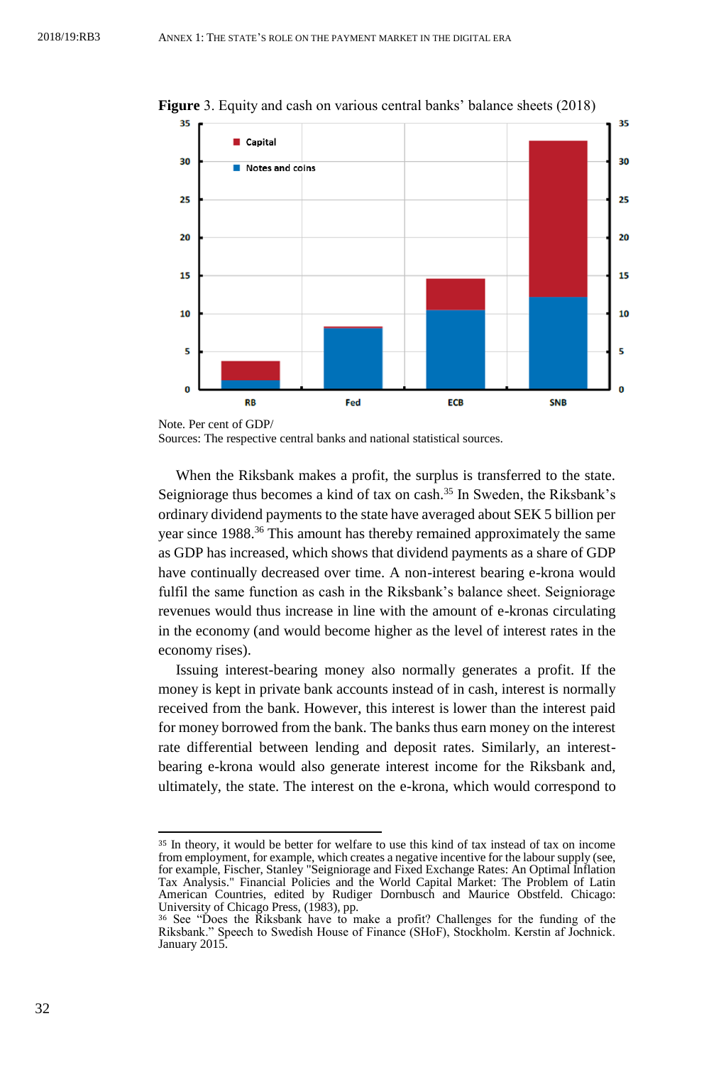**Figure** 3. Equity and cash on various central banks' balance sheets (2018)

Note. Per cent of GDP/
Sources: The respective central banks and national statistical sources.

When the Riksbank makes a profit, the surplus is transferred to the state. Seigniorage thus becomes a kind of tax on cash.[35] In Sweden, the Riksbank's ordinary dividend payments to the state have averaged about SEK 5 billion per year since 1988.[36] This amount has thereby remained approximately the same as GDP has increased, which shows that dividend payments as a share of GDP have continually decreased over time. A non-interest bearing e-krona would fulfil the same function as cash in the Riksbank's balance sheet. Seigniorage revenues would thus increase in line with the amount of e-kronas circulating in the economy (and would become higher as the level of interest rates in the economy rises).

Issuing interest-bearing money also normally generates a profit. If the money is kept in private bank accounts instead of in cash, interest is normally received from the bank. However, this interest is lower than the interest paid for money borrowed from the bank. The banks thus earn money on the interest rate differential between lending and deposit rates. Similarly, an interest-bearing e-krona would also generate interest income for the Riksbank and, ultimately, the state. The interest on the e-krona, which would correspond to

---

[35] In theory, it would be better for welfare to use this kind of tax instead of tax on income from employment, for example, which creates a negative incentive for the labour supply (see, for example, Fischer, Stanley "Seigniorage and Fixed Exchange Rates: An Optimal Inflation Tax Analysis." Financial Policies and the World Capital Market: The Problem of Latin American Countries, edited by Rudiger Dornbusch and Maurice Obstfeld. Chicago: University of Chicago Press, (1983), pp.

[36] See "Does the Riksbank have to make a profit? Challenges for the funding of the Riksbank." Speech to Swedish House of Finance (SHoF), Stockholm. Kerstin af Jochnick. January 2015.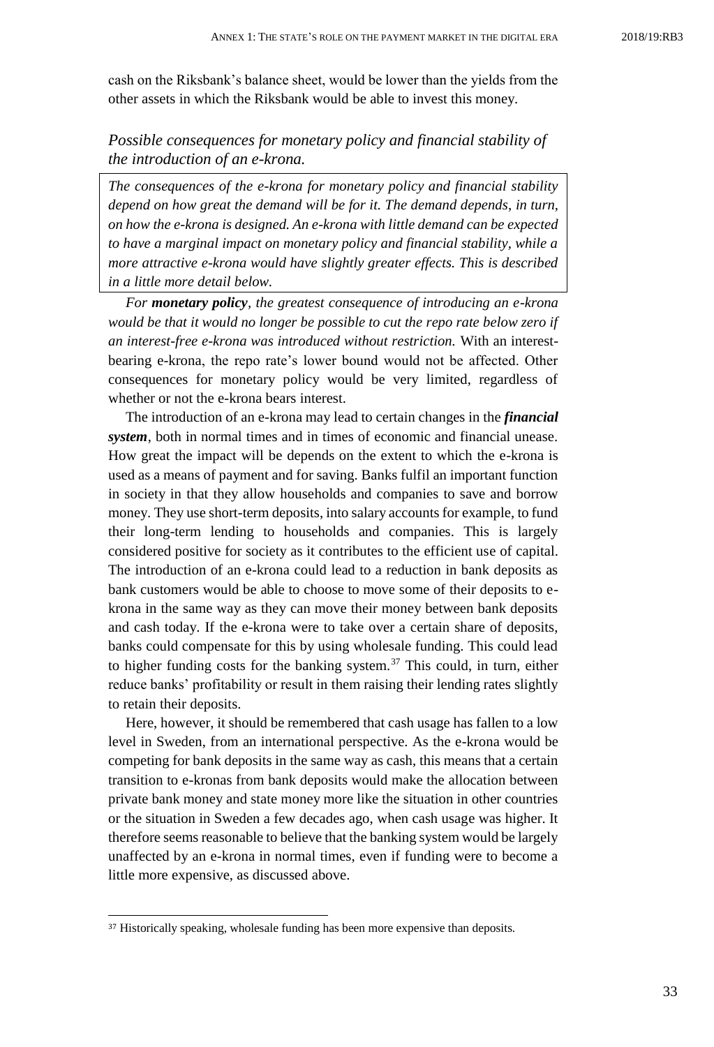cash on the Riksbank's balance sheet, would be lower than the yields from the other assets in which the Riksbank would be able to invest this money.

### *Possible consequences for monetary policy and financial stability of the introduction of an e-krona.*

> *The consequences of the e-krona for monetary policy and financial stability depend on how great the demand will be for it. The demand depends, in turn, on how the e-krona is designed. An e-krona with little demand can be expected to have a marginal impact on monetary policy and financial stability, while a more attractive e-krona would have slightly greater effects. This is described in a little more detail below.*

*For **monetary policy**, the greatest consequence of introducing an e-krona would be that it would no longer be possible to cut the repo rate below zero if an interest-free e-krona was introduced without restriction.* With an interest-bearing e-krona, the repo rate's lower bound would not be affected. Other consequences for monetary policy would be very limited, regardless of whether or not the e-krona bears interest.

The introduction of an e-krona may lead to certain changes in the ***financial system***, both in normal times and in times of economic and financial unease. How great the impact will be depends on the extent to which the e-krona is used as a means of payment and for saving. Banks fulfil an important function in society in that they allow households and companies to save and borrow money. They use short-term deposits, into salary accounts for example, to fund their long-term lending to households and companies. This is largely considered positive for society as it contributes to the efficient use of capital. The introduction of an e-krona could lead to a reduction in bank deposits as bank customers would be able to choose to move some of their deposits to e-krona in the same way as they can move their money between bank deposits and cash today. If the e-krona were to take over a certain share of deposits, banks could compensate for this by using wholesale funding. This could lead to higher funding costs for the banking system.[37] This could, in turn, either reduce banks' profitability or result in them raising their lending rates slightly to retain their deposits.

Here, however, it should be remembered that cash usage has fallen to a low level in Sweden, from an international perspective. As the e-krona would be competing for bank deposits in the same way as cash, this means that a certain transition to e-kronas from bank deposits would make the allocation between private bank money and state money more like the situation in other countries or the situation in Sweden a few decades ago, when cash usage was higher. It therefore seems reasonable to believe that the banking system would be largely unaffected by an e-krona in normal times, even if funding were to become a little more expensive, as discussed above.

[37] Historically speaking, wholesale funding has been more expensive than deposits.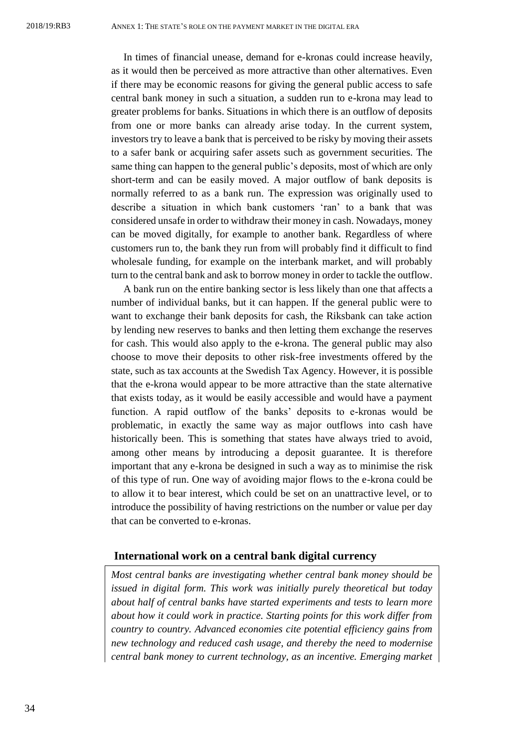In times of financial unease, demand for e-kronas could increase heavily, as it would then be perceived as more attractive than other alternatives. Even if there may be economic reasons for giving the general public access to safe central bank money in such a situation, a sudden run to e-krona may lead to greater problems for banks. Situations in which there is an outflow of deposits from one or more banks can already arise today. In the current system, investors try to leave a bank that is perceived to be risky by moving their assets to a safer bank or acquiring safer assets such as government securities. The same thing can happen to the general public's deposits, most of which are only short-term and can be easily moved. A major outflow of bank deposits is normally referred to as a bank run. The expression was originally used to describe a situation in which bank customers 'ran' to a bank that was considered unsafe in order to withdraw their money in cash. Nowadays, money can be moved digitally, for example to another bank. Regardless of where customers run to, the bank they run from will probably find it difficult to find wholesale funding, for example on the interbank market, and will probably turn to the central bank and ask to borrow money in order to tackle the outflow.

A bank run on the entire banking sector is less likely than one that affects a number of individual banks, but it can happen. If the general public were to want to exchange their bank deposits for cash, the Riksbank can take action by lending new reserves to banks and then letting them exchange the reserves for cash. This would also apply to the e-krona. The general public may also choose to move their deposits to other risk-free investments offered by the state, such as tax accounts at the Swedish Tax Agency. However, it is possible that the e-krona would appear to be more attractive than the state alternative that exists today, as it would be easily accessible and would have a payment function. A rapid outflow of the banks' deposits to e-kronas would be problematic, in exactly the same way as major outflows into cash have historically been. This is something that states have always tried to avoid, among other means by introducing a deposit guarantee. It is therefore important that any e-krona be designed in such a way as to minimise the risk of this type of run. One way of avoiding major flows to the e-krona could be to allow it to bear interest, which could be set on an unattractive level, or to introduce the possibility of having restrictions on the number or value per day that can be converted to e-kronas.

### International work on a central bank digital currency

*Most central banks are investigating whether central bank money should be issued in digital form. This work was initially purely theoretical but today about half of central banks have started experiments and tests to learn more about how it could work in practice. Starting points for this work differ from country to country. Advanced economies cite potential efficiency gains from new technology and reduced cash usage, and thereby the need to modernise central bank money to current technology, as an incentive. Emerging market*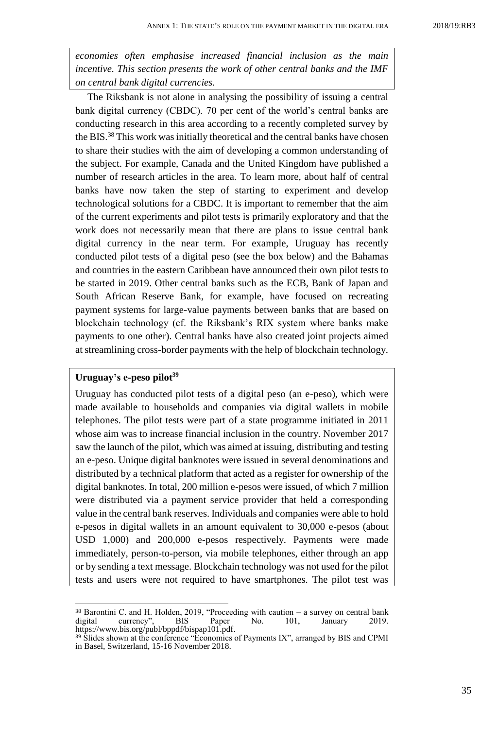*economies often emphasise increased financial inclusion as the main incentive. This section presents the work of other central banks and the IMF on central bank digital currencies.*

The Riksbank is not alone in analysing the possibility of issuing a central bank digital currency (CBDC). 70 per cent of the world's central banks are conducting research in this area according to a recently completed survey by the BIS.[38] This work was initially theoretical and the central banks have chosen to share their studies with the aim of developing a common understanding of the subject. For example, Canada and the United Kingdom have published a number of research articles in the area. To learn more, about half of central banks have now taken the step of starting to experiment and develop technological solutions for a CBDC. It is important to remember that the aim of the current experiments and pilot tests is primarily exploratory and that the work does not necessarily mean that there are plans to issue central bank digital currency in the near term. For example, Uruguay has recently conducted pilot tests of a digital peso (see the box below) and the Bahamas and countries in the eastern Caribbean have announced their own pilot tests to be started in 2019. Other central banks such as the ECB, Bank of Japan and South African Reserve Bank, for example, have focused on recreating payment systems for large-value payments between banks that are based on blockchain technology (cf. the Riksbank's RIX system where banks make payments to one other). Central banks have also created joint projects aimed at streamlining cross-border payments with the help of blockchain technology.

**Uruguay's e-peso pilot[39]**

Uruguay has conducted pilot tests of a digital peso (an e-peso), which were made available to households and companies via digital wallets in mobile telephones. The pilot tests were part of a state programme initiated in 2011 whose aim was to increase financial inclusion in the country. November 2017 saw the launch of the pilot, which was aimed at issuing, distributing and testing an e-peso. Unique digital banknotes were issued in several denominations and distributed by a technical platform that acted as a register for ownership of the digital banknotes. In total, 200 million e-pesos were issued, of which 7 million were distributed via a payment service provider that held a corresponding value in the central bank reserves. Individuals and companies were able to hold e-pesos in digital wallets in an amount equivalent to 30,000 e-pesos (about USD 1,000) and 200,000 e-pesos respectively. Payments were made immediately, person-to-person, via mobile telephones, either through an app or by sending a text message. Blockchain technology was not used for the pilot tests and users were not required to have smartphones. The pilot test was

---

[38] Barontini C. and H. Holden, 2019, "Proceeding with caution – a survey on central bank digital currency", BIS Paper No. 101, January 2019. https://www.bis.org/publ/bppdf/bispap101.pdf.

[39] Slides shown at the conference "Economics of Payments IX", arranged by BIS and CPMI in Basel, Switzerland, 15-16 November 2018.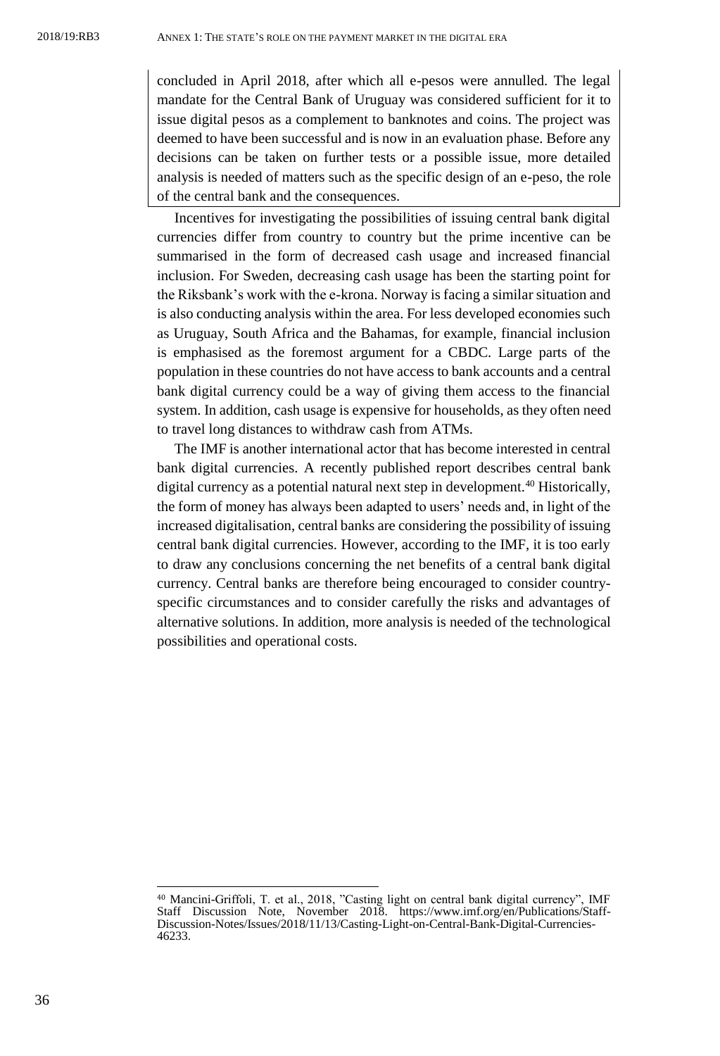concluded in April 2018, after which all e-pesos were annulled. The legal mandate for the Central Bank of Uruguay was considered sufficient for it to issue digital pesos as a complement to banknotes and coins. The project was deemed to have been successful and is now in an evaluation phase. Before any decisions can be taken on further tests or a possible issue, more detailed analysis is needed of matters such as the specific design of an e-peso, the role of the central bank and the consequences.

Incentives for investigating the possibilities of issuing central bank digital currencies differ from country to country but the prime incentive can be summarised in the form of decreased cash usage and increased financial inclusion. For Sweden, decreasing cash usage has been the starting point for the Riksbank's work with the e-krona. Norway is facing a similar situation and is also conducting analysis within the area. For less developed economies such as Uruguay, South Africa and the Bahamas, for example, financial inclusion is emphasised as the foremost argument for a CBDC. Large parts of the population in these countries do not have access to bank accounts and a central bank digital currency could be a way of giving them access to the financial system. In addition, cash usage is expensive for households, as they often need to travel long distances to withdraw cash from ATMs.

The IMF is another international actor that has become interested in central bank digital currencies. A recently published report describes central bank digital currency as a potential natural next step in development.[40] Historically, the form of money has always been adapted to users' needs and, in light of the increased digitalisation, central banks are considering the possibility of issuing central bank digital currencies. However, according to the IMF, it is too early to draw any conclusions concerning the net benefits of a central bank digital currency. Central banks are therefore being encouraged to consider country-specific circumstances and to consider carefully the risks and advantages of alternative solutions. In addition, more analysis is needed of the technological possibilities and operational costs.

[40] Mancini-Griffoli, T. et al., 2018, "Casting light on central bank digital currency", IMF Staff Discussion Note, November 2018. https://www.imf.org/en/Publications/Staff-Discussion-Notes/Issues/2018/11/13/Casting-Light-on-Central-Bank-Digital-Currencies-46233.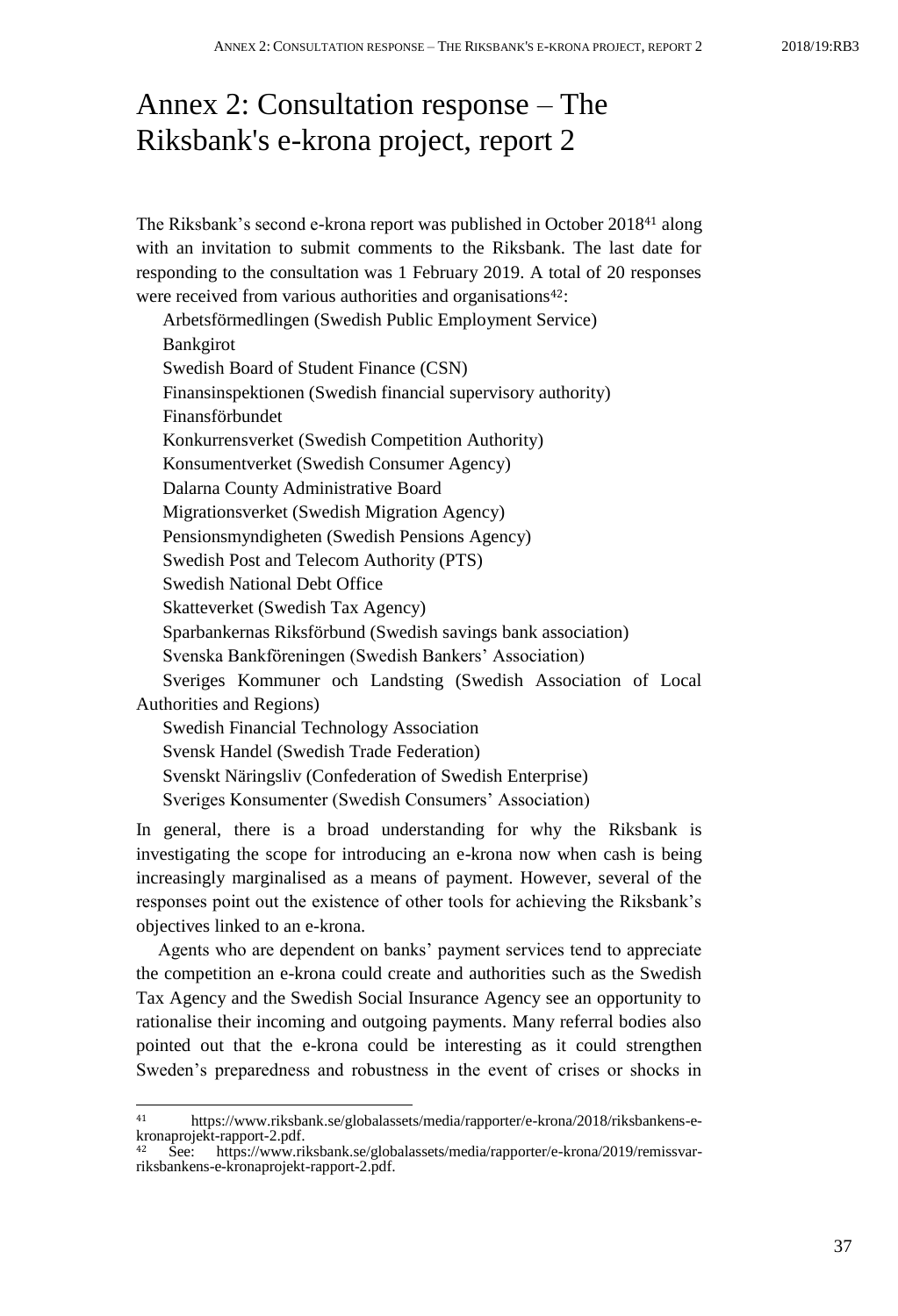# Annex 2: Consultation response – The Riksbank's e-krona project, report 2

The Riksbank's second e-krona report was published in October 2018[41] along with an invitation to submit comments to the Riksbank. The last date for responding to the consultation was 1 February 2019. A total of 20 responses were received from various authorities and organisations[42]:

Arbetsförmedlingen (Swedish Public Employment Service)
Bankgirot
Swedish Board of Student Finance (CSN)
Finansinspektionen (Swedish financial supervisory authority)
Finansförbundet
Konkurrensverket (Swedish Competition Authority)
Konsumentverket (Swedish Consumer Agency)
Dalarna County Administrative Board
Migrationsverket (Swedish Migration Agency)
Pensionsmyndigheten (Swedish Pensions Agency)
Swedish Post and Telecom Authority (PTS)
Swedish National Debt Office
Skatteverket (Swedish Tax Agency)
Sparbankernas Riksförbund (Swedish savings bank association)
Svenska Bankföreningen (Swedish Bankers' Association)
Sveriges Kommuner och Landsting (Swedish Association of Local Authorities and Regions)
Swedish Financial Technology Association
Svensk Handel (Swedish Trade Federation)
Svenskt Näringsliv (Confederation of Swedish Enterprise)
Sveriges Konsumenter (Swedish Consumers' Association)

In general, there is a broad understanding for why the Riksbank is investigating the scope for introducing an e-krona now when cash is being increasingly marginalised as a means of payment. However, several of the responses point out the existence of other tools for achieving the Riksbank's objectives linked to an e-krona.

Agents who are dependent on banks' payment services tend to appreciate the competition an e-krona could create and authorities such as the Swedish Tax Agency and the Swedish Social Insurance Agency see an opportunity to rationalise their incoming and outgoing payments. Many referral bodies also pointed out that the e-krona could be interesting as it could strengthen Sweden's preparedness and robustness in the event of crises or shocks in

---

[41] https://www.riksbank.se/globalassets/media/rapporter/e-krona/2018/riksbankens-e-kronaprojekt-rapport-2.pdf.

[42] See: https://www.riksbank.se/globalassets/media/rapporter/e-krona/2019/remissvar-riksbankens-e-kronaprojekt-rapport-2.pdf.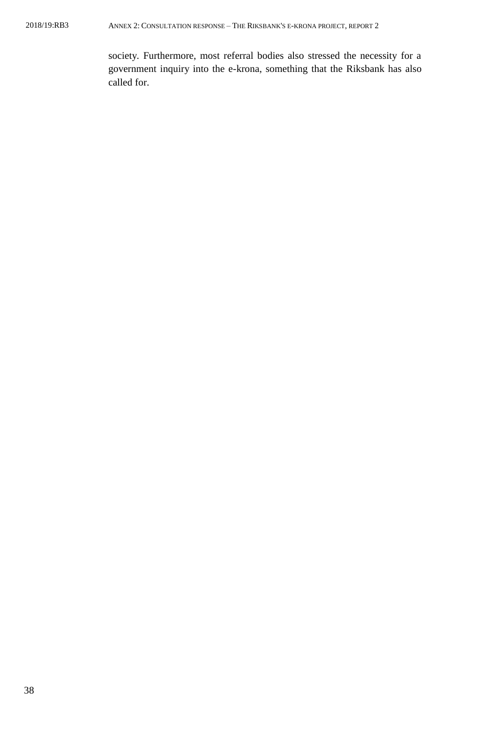society. Furthermore, most referral bodies also stressed the necessity for a government inquiry into the e-krona, something that the Riksbank has also called for.